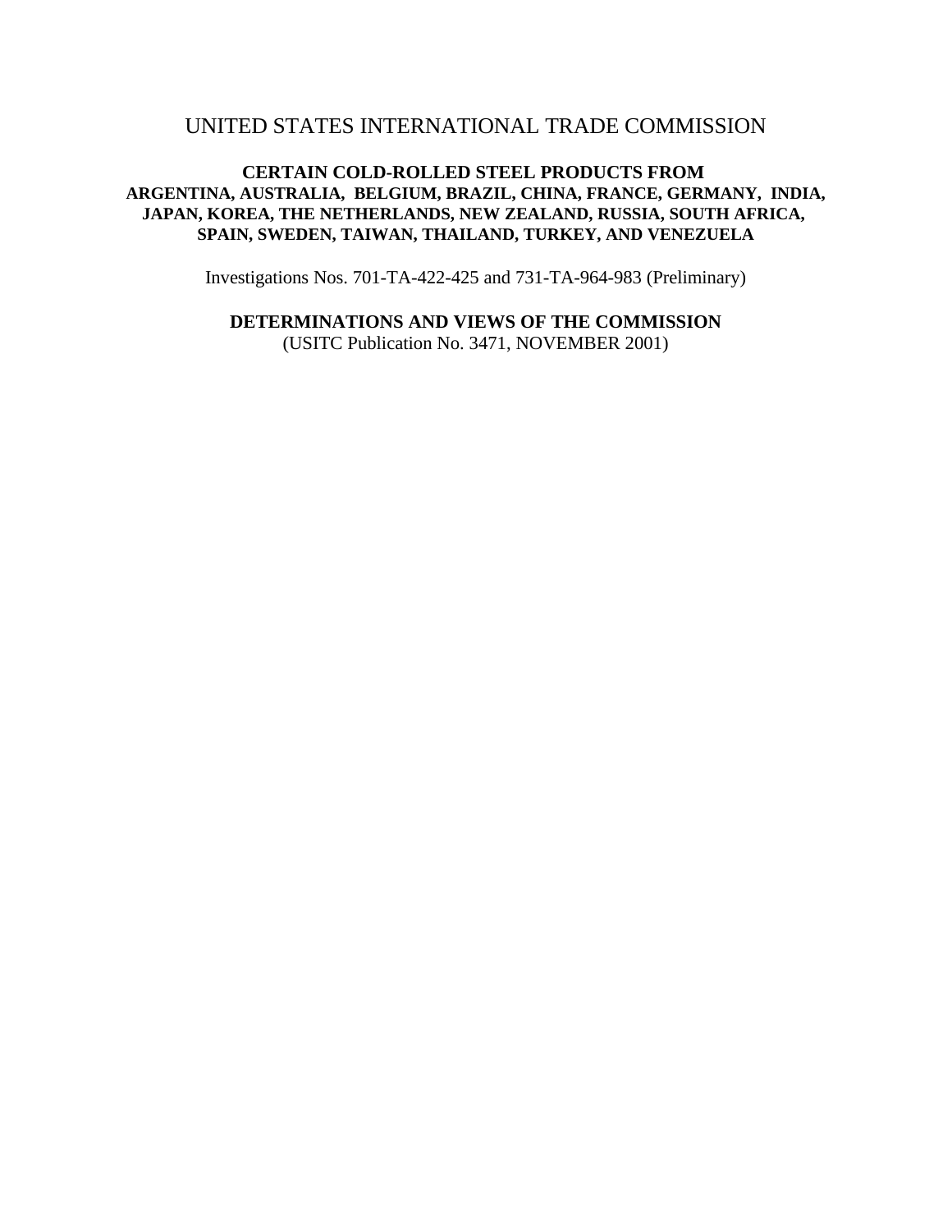# UNITED STATES INTERNATIONAL TRADE COMMISSION

**CERTAIN COLD-ROLLED STEEL PRODUCTS FROM ARGENTINA, AUSTRALIA, BELGIUM, BRAZIL, CHINA, FRANCE, GERMANY, INDIA, JAPAN, KOREA, THE NETHERLANDS, NEW ZEALAND, RUSSIA, SOUTH AFRICA, SPAIN, SWEDEN, TAIWAN, THAILAND, TURKEY, AND VENEZUELA**

Investigations Nos. 701-TA-422-425 and 731-TA-964-983 (Preliminary)

**DETERMINATIONS AND VIEWS OF THE COMMISSION**

(USITC Publication No. 3471, NOVEMBER 2001)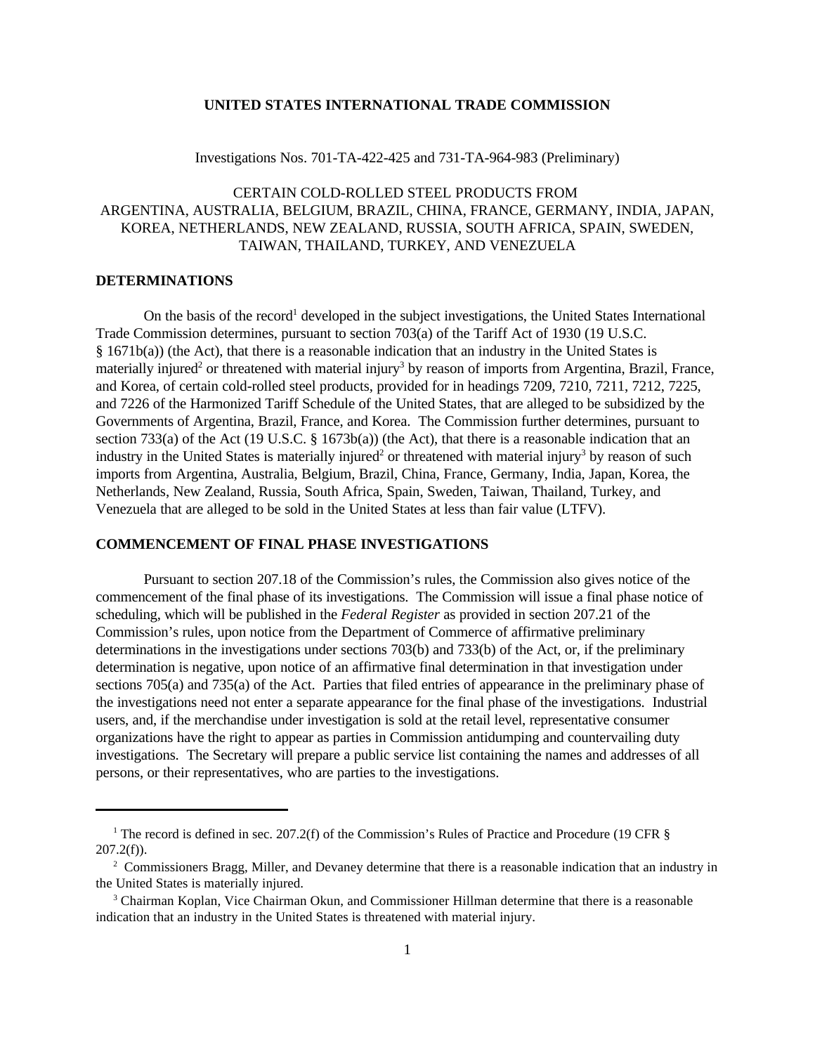**UNITED STATES INTERNATIONAL TRADE COMMISSION**

Investigations Nos. 701-TA-422-425 and 731-TA-964-983 (Preliminary)

CERTAIN COLD-ROLLED STEEL PRODUCTS FROM ARGENTINA, AUSTRALIA, BELGIUM, BRAZIL, CHINA, FRANCE, GERMANY, INDIA, JAPAN, KOREA, NETHERLANDS, NEW ZEALAND, RUSSIA, SOUTH AFRICA, SPAIN, SWEDEN, TAIWAN, THAILAND, TURKEY, AND VENEZUELA

## DETERMINATIONS

On the basis of the record[1] developed in the subject investigations, the United States International Trade Commission determines, pursuant to section 703(a) of the Tariff Act of 1930 (19 U.S.C. § 1671b(a)) (the Act), that there is a reasonable indication that an industry in the United States is materially injured[2] or threatened with material injury[3] by reason of imports from Argentina, Brazil, France, and Korea, of certain cold-rolled steel products, provided for in headings 7209, 7210, 7211, 7212, 7225, and 7226 of the Harmonized Tariff Schedule of the United States, that are alleged to be subsidized by the Governments of Argentina, Brazil, France, and Korea. The Commission further determines, pursuant to section 733(a) of the Act (19 U.S.C. § 1673b(a)) (the Act), that there is a reasonable indication that an industry in the United States is materially injured[2] or threatened with material injury[3] by reason of such imports from Argentina, Australia, Belgium, Brazil, China, France, Germany, India, Japan, Korea, the Netherlands, New Zealand, Russia, South Africa, Spain, Sweden, Taiwan, Thailand, Turkey, and Venezuela that are alleged to be sold in the United States at less than fair value (LTFV).

## COMMENCEMENT OF FINAL PHASE INVESTIGATIONS

Pursuant to section 207.18 of the Commission's rules, the Commission also gives notice of the commencement of the final phase of its investigations. The Commission will issue a final phase notice of scheduling, which will be published in the *Federal Register* as provided in section 207.21 of the Commission's rules, upon notice from the Department of Commerce of affirmative preliminary determinations in the investigations under sections 703(b) and 733(b) of the Act, or, if the preliminary determination is negative, upon notice of an affirmative final determination in that investigation under sections 705(a) and 735(a) of the Act. Parties that filed entries of appearance in the preliminary phase of the investigations need not enter a separate appearance for the final phase of the investigations. Industrial users, and, if the merchandise under investigation is sold at the retail level, representative consumer organizations have the right to appear as parties in Commission antidumping and countervailing duty investigations. The Secretary will prepare a public service list containing the names and addresses of all persons, or their representatives, who are parties to the investigations.

---

[1] The record is defined in sec. 207.2(f) of the Commission's Rules of Practice and Procedure (19 CFR § 207.2(f)).

[2] Commissioners Bragg, Miller, and Devaney determine that there is a reasonable indication that an industry in the United States is materially injured.

[3] Chairman Koplan, Vice Chairman Okun, and Commissioner Hillman determine that there is a reasonable indication that an industry in the United States is threatened with material injury.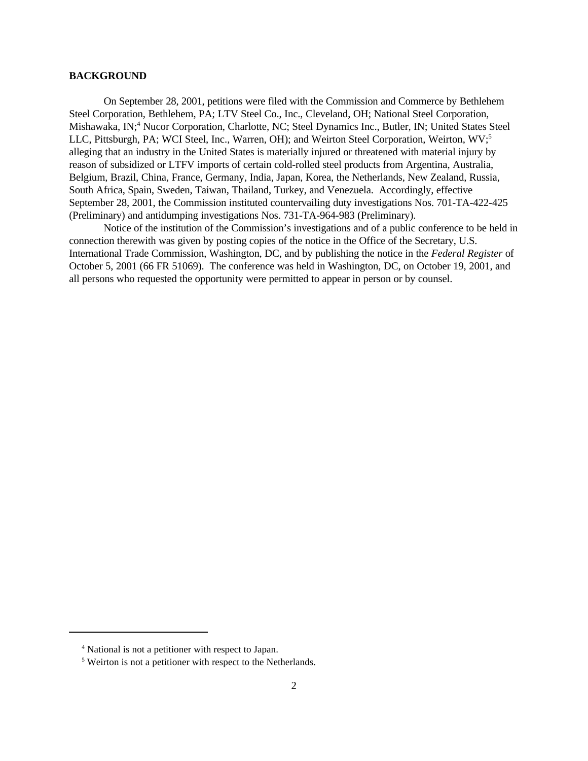## BACKGROUND

On September 28, 2001, petitions were filed with the Commission and Commerce by Bethlehem Steel Corporation, Bethlehem, PA; LTV Steel Co., Inc., Cleveland, OH; National Steel Corporation, Mishawaka, IN;[4] Nucor Corporation, Charlotte, NC; Steel Dynamics Inc., Butler, IN; United States Steel LLC, Pittsburgh, PA; WCI Steel, Inc., Warren, OH); and Weirton Steel Corporation, Weirton, WV;[5] alleging that an industry in the United States is materially injured or threatened with material injury by reason of subsidized or LTFV imports of certain cold-rolled steel products from Argentina, Australia, Belgium, Brazil, China, France, Germany, India, Japan, Korea, the Netherlands, New Zealand, Russia, South Africa, Spain, Sweden, Taiwan, Thailand, Turkey, and Venezuela. Accordingly, effective September 28, 2001, the Commission instituted countervailing duty investigations Nos. 701-TA-422-425 (Preliminary) and antidumping investigations Nos. 731-TA-964-983 (Preliminary).

Notice of the institution of the Commission's investigations and of a public conference to be held in connection therewith was given by posting copies of the notice in the Office of the Secretary, U.S. International Trade Commission, Washington, DC, and by publishing the notice in the *Federal Register* of October 5, 2001 (66 FR 51069). The conference was held in Washington, DC, on October 19, 2001, and all persons who requested the opportunity were permitted to appear in person or by counsel.

---

[4] National is not a petitioner with respect to Japan.

[5] Weirton is not a petitioner with respect to the Netherlands.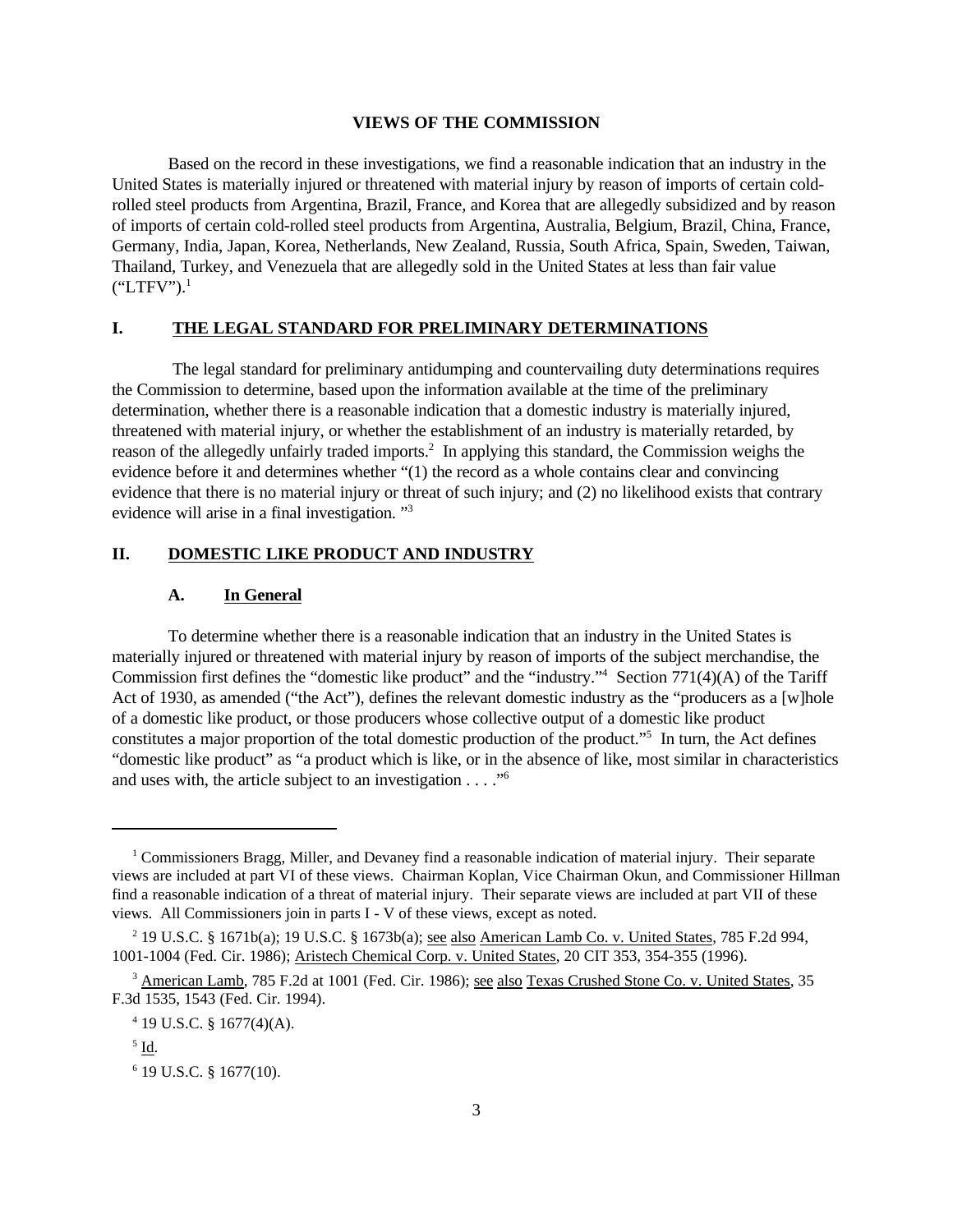## VIEWS OF THE COMMISSION

Based on the record in these investigations, we find a reasonable indication that an industry in the United States is materially injured or threatened with material injury by reason of imports of certain cold-rolled steel products from Argentina, Brazil, France, and Korea that are allegedly subsidized and by reason of imports of certain cold-rolled steel products from Argentina, Australia, Belgium, Brazil, China, France, Germany, India, Japan, Korea, Netherlands, New Zealand, Russia, South Africa, Spain, Sweden, Taiwan, Thailand, Turkey, and Venezuela that are allegedly sold in the United States at less than fair value ("LTFV").[1]

### I. THE LEGAL STANDARD FOR PRELIMINARY DETERMINATIONS

The legal standard for preliminary antidumping and countervailing duty determinations requires the Commission to determine, based upon the information available at the time of the preliminary determination, whether there is a reasonable indication that a domestic industry is materially injured, threatened with material injury, or whether the establishment of an industry is materially retarded, by reason of the allegedly unfairly traded imports.[2] In applying this standard, the Commission weighs the evidence before it and determines whether "(1) the record as a whole contains clear and convincing evidence that there is no material injury or threat of such injury; and (2) no likelihood exists that contrary evidence will arise in a final investigation. "[3]

### II. DOMESTIC LIKE PRODUCT AND INDUSTRY

#### A. In General

To determine whether there is a reasonable indication that an industry in the United States is materially injured or threatened with material injury by reason of imports of the subject merchandise, the Commission first defines the "domestic like product" and the "industry."[4] Section 771(4)(A) of the Tariff Act of 1930, as amended ("the Act"), defines the relevant domestic industry as the "producers as a [w]hole of a domestic like product, or those producers whose collective output of a domestic like product constitutes a major proportion of the total domestic production of the product."[5] In turn, the Act defines "domestic like product" as "a product which is like, or in the absence of like, most similar in characteristics and uses with, the article subject to an investigation . . . ."[6]

---

[1] Commissioners Bragg, Miller, and Devaney find a reasonable indication of material injury. Their separate views are included at part VI of these views. Chairman Koplan, Vice Chairman Okun, and Commissioner Hillman find a reasonable indication of a threat of material injury. Their separate views are included at part VII of these views. All Commissioners join in parts I - V of these views, except as noted.

[2] 19 U.S.C. § 1671b(a); 19 U.S.C. § 1673b(a); see also American Lamb Co. v. United States, 785 F.2d 994, 1001-1004 (Fed. Cir. 1986); Aristech Chemical Corp. v. United States, 20 CIT 353, 354-355 (1996).

[3] American Lamb, 785 F.2d at 1001 (Fed. Cir. 1986); see also Texas Crushed Stone Co. v. United States, 35 F.3d 1535, 1543 (Fed. Cir. 1994).

[4] 19 U.S.C. § 1677(4)(A).

[5] Id.

[6] 19 U.S.C. § 1677(10).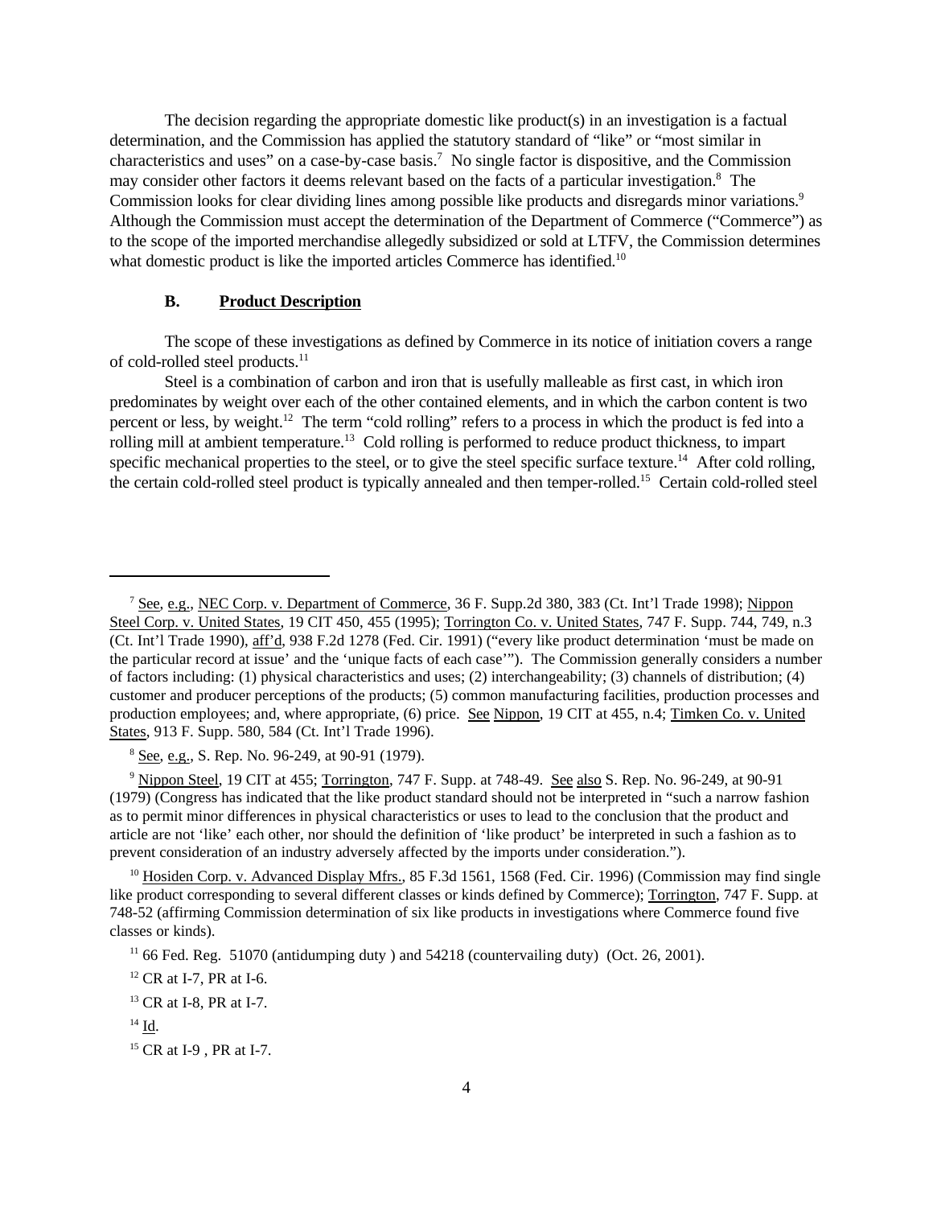The decision regarding the appropriate domestic like product(s) in an investigation is a factual determination, and the Commission has applied the statutory standard of "like" or "most similar in characteristics and uses" on a case-by-case basis.[7] No single factor is dispositive, and the Commission may consider other factors it deems relevant based on the facts of a particular investigation.[8] The Commission looks for clear dividing lines among possible like products and disregards minor variations.[9] Although the Commission must accept the determination of the Department of Commerce ("Commerce") as to the scope of the imported merchandise allegedly subsidized or sold at LTFV, the Commission determines what domestic product is like the imported articles Commerce has identified.[10]

### B. Product Description

The scope of these investigations as defined by Commerce in its notice of initiation covers a range of cold-rolled steel products.[11]

Steel is a combination of carbon and iron that is usefully malleable as first cast, in which iron predominates by weight over each of the other contained elements, and in which the carbon content is two percent or less, by weight.[12] The term "cold rolling" refers to a process in which the product is fed into a rolling mill at ambient temperature.[13] Cold rolling is performed to reduce product thickness, to impart specific mechanical properties to the steel, or to give the steel specific surface texture.[14] After cold rolling, the certain cold-rolled steel product is typically annealed and then temper-rolled.[15] Certain cold-rolled steel

---

[7] See, e.g., NEC Corp. v. Department of Commerce, 36 F. Supp.2d 380, 383 (Ct. Int'l Trade 1998); Nippon Steel Corp. v. United States, 19 CIT 450, 455 (1995); Torrington Co. v. United States, 747 F. Supp. 744, 749, n.3 (Ct. Int'l Trade 1990), aff'd, 938 F.2d 1278 (Fed. Cir. 1991) ("every like product determination 'must be made on the particular record at issue' and the 'unique facts of each case'"). The Commission generally considers a number of factors including: (1) physical characteristics and uses; (2) interchangeability; (3) channels of distribution; (4) customer and producer perceptions of the products; (5) common manufacturing facilities, production processes and production employees; and, where appropriate, (6) price. See Nippon, 19 CIT at 455, n.4; Timken Co. v. United States, 913 F. Supp. 580, 584 (Ct. Int'l Trade 1996).

[8] See, e.g., S. Rep. No. 96-249, at 90-91 (1979).

[9] Nippon Steel, 19 CIT at 455; Torrington, 747 F. Supp. at 748-49. See also S. Rep. No. 96-249, at 90-91 (1979) (Congress has indicated that the like product standard should not be interpreted in "such a narrow fashion as to permit minor differences in physical characteristics or uses to lead to the conclusion that the product and article are not 'like' each other, nor should the definition of 'like product' be interpreted in such a fashion as to prevent consideration of an industry adversely affected by the imports under consideration.").

[10] Hosiden Corp. v. Advanced Display Mfrs., 85 F.3d 1561, 1568 (Fed. Cir. 1996) (Commission may find single like product corresponding to several different classes or kinds defined by Commerce); Torrington, 747 F. Supp. at 748-52 (affirming Commission determination of six like products in investigations where Commerce found five classes or kinds).

[11] 66 Fed. Reg. 51070 (antidumping duty ) and 54218 (countervailing duty) (Oct. 26, 2001).

[12] CR at I-7, PR at I-6.

[13] CR at I-8, PR at I-7.

[14] Id.

[15] CR at I-9 , PR at I-7.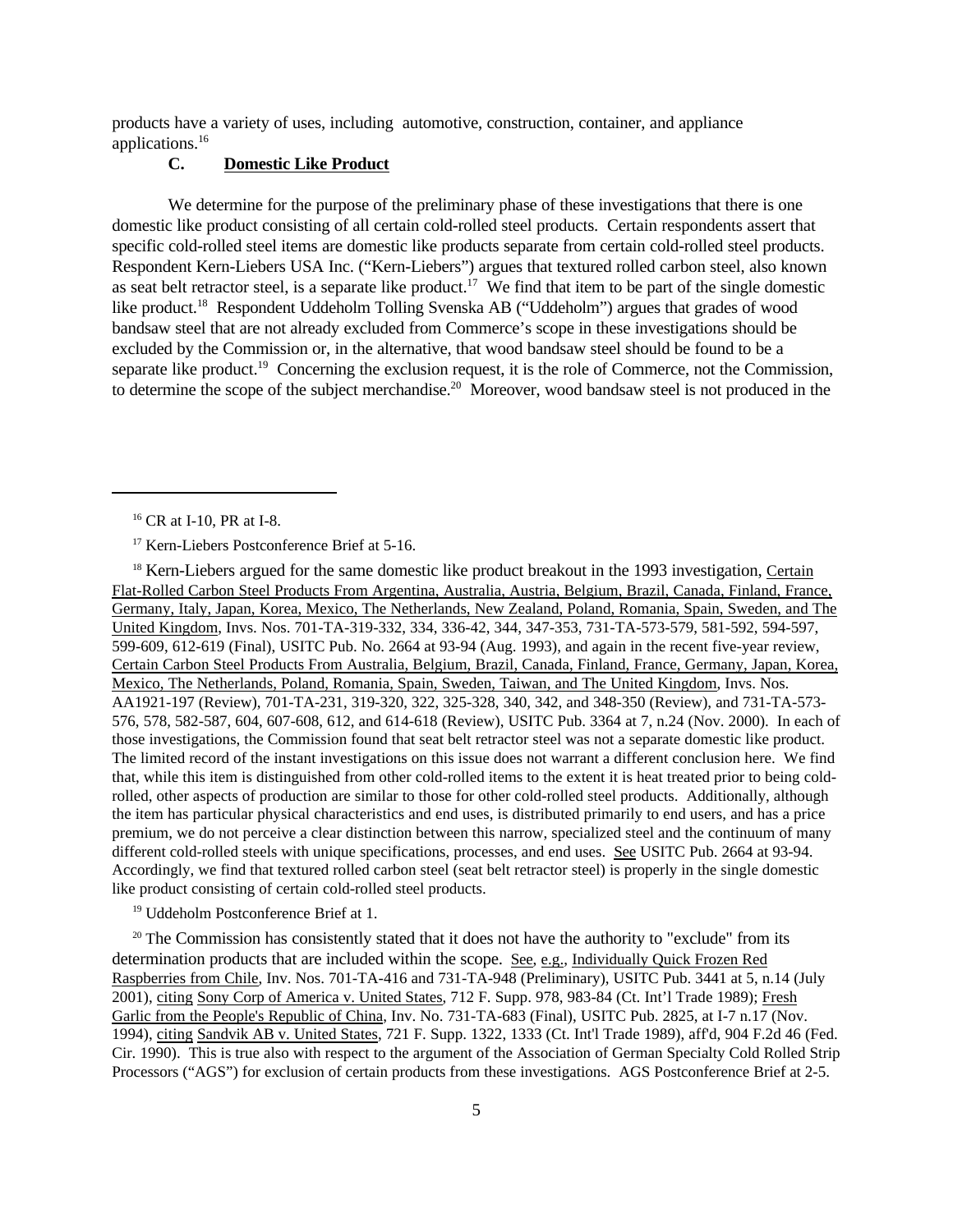products have a variety of uses, including automotive, construction, container, and appliance applications.[16]

### C. Domestic Like Product

We determine for the purpose of the preliminary phase of these investigations that there is one domestic like product consisting of all certain cold-rolled steel products. Certain respondents assert that specific cold-rolled steel items are domestic like products separate from certain cold-rolled steel products. Respondent Kern-Liebers USA Inc. ("Kern-Liebers") argues that textured rolled carbon steel, also known as seat belt retractor steel, is a separate like product.[17] We find that item to be part of the single domestic like product.[18] Respondent Uddeholm Tolling Svenska AB ("Uddeholm") argues that grades of wood bandsaw steel that are not already excluded from Commerce's scope in these investigations should be excluded by the Commission or, in the alternative, that wood bandsaw steel should be found to be a separate like product.[19] Concerning the exclusion request, it is the role of Commerce, not the Commission, to determine the scope of the subject merchandise.[20] Moreover, wood bandsaw steel is not produced in the

---

[16] CR at I-10, PR at I-8.

[17] Kern-Liebers Postconference Brief at 5-16.

[18] Kern-Liebers argued for the same domestic like product breakout in the 1993 investigation, Certain Flat-Rolled Carbon Steel Products From Argentina, Australia, Austria, Belgium, Brazil, Canada, Finland, France, Germany, Italy, Japan, Korea, Mexico, The Netherlands, New Zealand, Poland, Romania, Spain, Sweden, and The United Kingdom, Invs. Nos. 701-TA-319-332, 334, 336-42, 344, 347-353, 731-TA-573-579, 581-592, 594-597, 599-609, 612-619 (Final), USITC Pub. No. 2664 at 93-94 (Aug. 1993), and again in the recent five-year review, Certain Carbon Steel Products From Australia, Belgium, Brazil, Canada, Finland, France, Germany, Japan, Korea, Mexico, The Netherlands, Poland, Romania, Spain, Sweden, Taiwan, and The United Kingdom, Invs. Nos. AA1921-197 (Review), 701-TA-231, 319-320, 322, 325-328, 340, 342, and 348-350 (Review), and 731-TA-573-576, 578, 582-587, 604, 607-608, 612, and 614-618 (Review), USITC Pub. 3364 at 7, n.24 (Nov. 2000). In each of those investigations, the Commission found that seat belt retractor steel was not a separate domestic like product. The limited record of the instant investigations on this issue does not warrant a different conclusion here. We find that, while this item is distinguished from other cold-rolled items to the extent it is heat treated prior to being cold-rolled, other aspects of production are similar to those for other cold-rolled steel products. Additionally, although the item has particular physical characteristics and end uses, is distributed primarily to end users, and has a price premium, we do not perceive a clear distinction between this narrow, specialized steel and the continuum of many different cold-rolled steels with unique specifications, processes, and end uses. See USITC Pub. 2664 at 93-94. Accordingly, we find that textured rolled carbon steel (seat belt retractor steel) is properly in the single domestic like product consisting of certain cold-rolled steel products.

[19] Uddeholm Postconference Brief at 1.

[20] The Commission has consistently stated that it does not have the authority to "exclude" from its determination products that are included within the scope. See, e.g., Individually Quick Frozen Red Raspberries from Chile, Inv. Nos. 701-TA-416 and 731-TA-948 (Preliminary), USITC Pub. 3441 at 5, n.14 (July 2001), citing Sony Corp of America v. United States, 712 F. Supp. 978, 983-84 (Ct. Int'l Trade 1989); Fresh Garlic from the People's Republic of China, Inv. No. 731-TA-683 (Final), USITC Pub. 2825, at I-7 n.17 (Nov. 1994), citing Sandvik AB v. United States, 721 F. Supp. 1322, 1333 (Ct. Int'l Trade 1989), aff'd, 904 F.2d 46 (Fed. Cir. 1990). This is true also with respect to the argument of the Association of German Specialty Cold Rolled Strip Processors ("AGS") for exclusion of certain products from these investigations. AGS Postconference Brief at 2-5.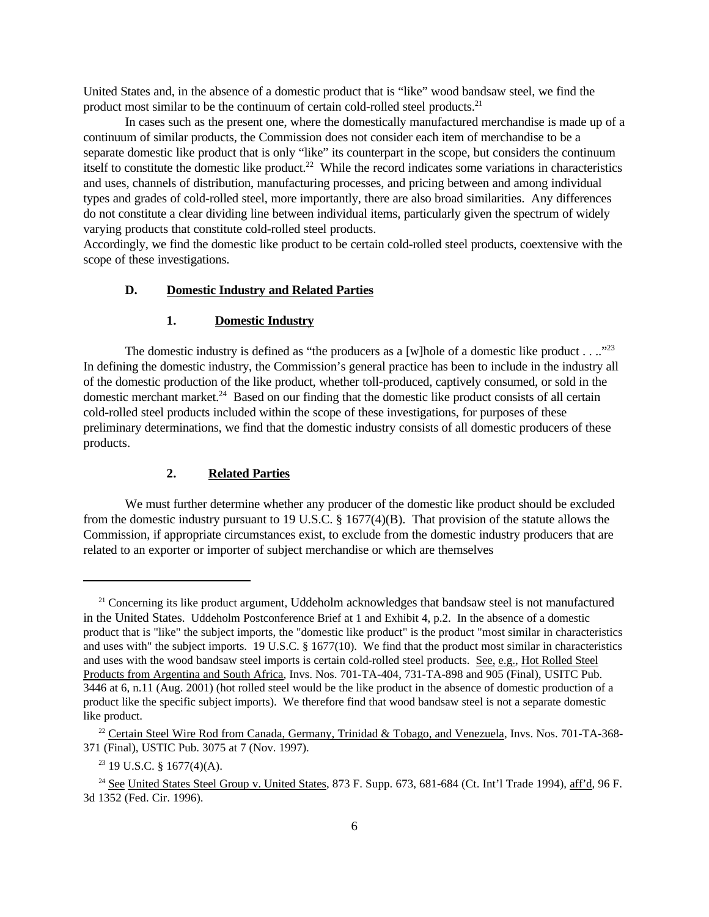United States and, in the absence of a domestic product that is "like" wood bandsaw steel, we find the product most similar to be the continuum of certain cold-rolled steel products.[21]

In cases such as the present one, where the domestically manufactured merchandise is made up of a continuum of similar products, the Commission does not consider each item of merchandise to be a separate domestic like product that is only "like" its counterpart in the scope, but considers the continuum itself to constitute the domestic like product.[22] While the record indicates some variations in characteristics and uses, channels of distribution, manufacturing processes, and pricing between and among individual types and grades of cold-rolled steel, more importantly, there are also broad similarities. Any differences do not constitute a clear dividing line between individual items, particularly given the spectrum of widely varying products that constitute cold-rolled steel products.

Accordingly, we find the domestic like product to be certain cold-rolled steel products, coextensive with the scope of these investigations.

### D. Domestic Industry and Related Parties

#### 1. Domestic Industry

The domestic industry is defined as "the producers as a [w]hole of a domestic like product . . .."[23] In defining the domestic industry, the Commission's general practice has been to include in the industry all of the domestic production of the like product, whether toll-produced, captively consumed, or sold in the domestic merchant market.[24] Based on our finding that the domestic like product consists of all certain cold-rolled steel products included within the scope of these investigations, for purposes of these preliminary determinations, we find that the domestic industry consists of all domestic producers of these products.

#### 2. Related Parties

We must further determine whether any producer of the domestic like product should be excluded from the domestic industry pursuant to 19 U.S.C. § 1677(4)(B). That provision of the statute allows the Commission, if appropriate circumstances exist, to exclude from the domestic industry producers that are related to an exporter or importer of subject merchandise or which are themselves

---

[21] Concerning its like product argument, Uddeholm acknowledges that bandsaw steel is not manufactured in the United States. Uddeholm Postconference Brief at 1 and Exhibit 4, p.2. In the absence of a domestic product that is "like" the subject imports, the "domestic like product" is the product "most similar in characteristics and uses with" the subject imports. 19 U.S.C. § 1677(10). We find that the product most similar in characteristics and uses with the wood bandsaw steel imports is certain cold-rolled steel products. See, e.g., Hot Rolled Steel Products from Argentina and South Africa, Invs. Nos. 701-TA-404, 731-TA-898 and 905 (Final), USITC Pub. 3446 at 6, n.11 (Aug. 2001) (hot rolled steel would be the like product in the absence of domestic production of a product like the specific subject imports). We therefore find that wood bandsaw steel is not a separate domestic like product.

[22] Certain Steel Wire Rod from Canada, Germany, Trinidad & Tobago, and Venezuela, Invs. Nos. 701-TA-368-371 (Final), USTIC Pub. 3075 at 7 (Nov. 1997).

[23] 19 U.S.C. § 1677(4)(A).

[24] See United States Steel Group v. United States, 873 F. Supp. 673, 681-684 (Ct. Int'l Trade 1994), aff'd, 96 F. 3d 1352 (Fed. Cir. 1996).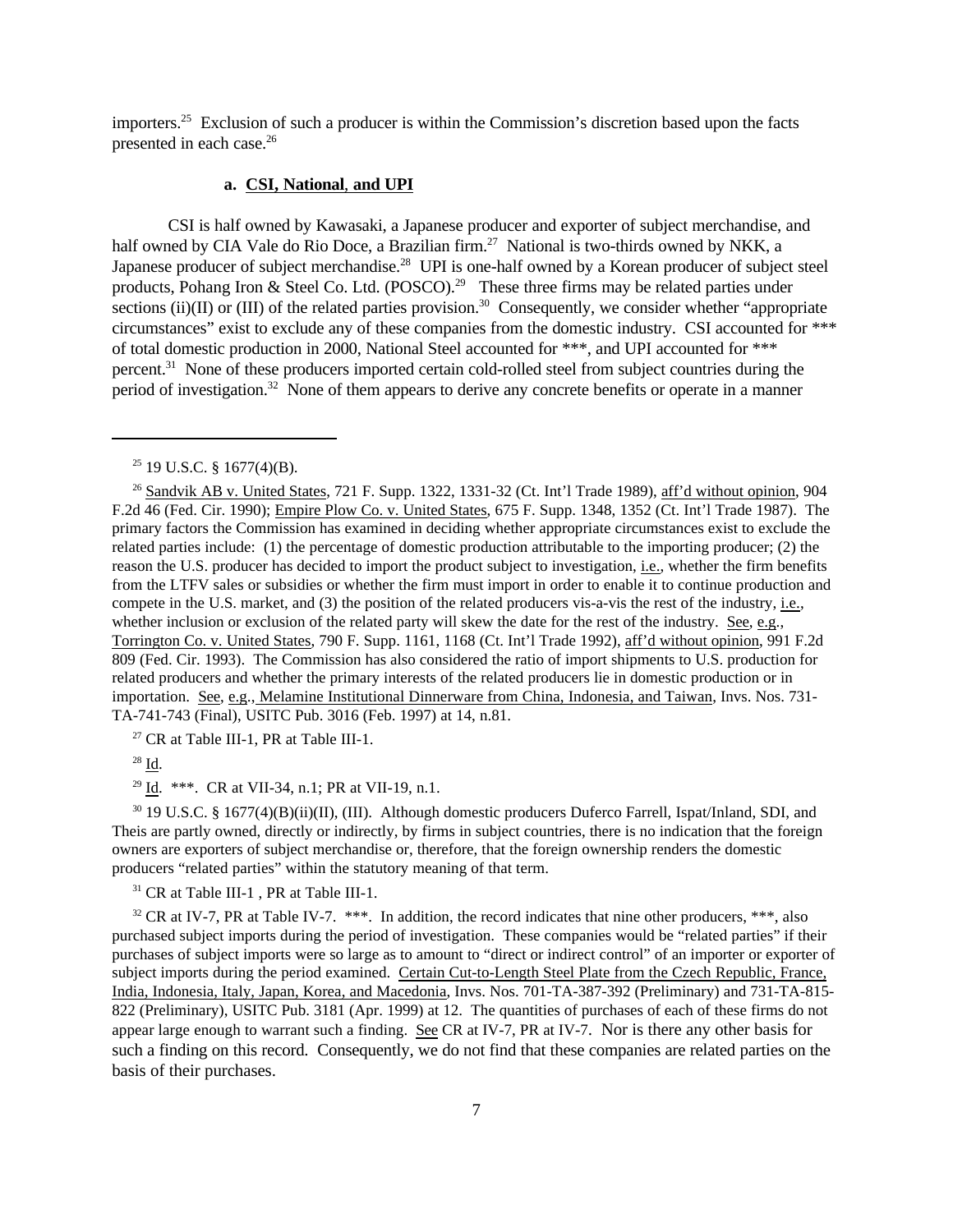importers.[25] Exclusion of such a producer is within the Commission's discretion based upon the facts presented in each case.[26]

#### a. CSI, National, and UPI

CSI is half owned by Kawasaki, a Japanese producer and exporter of subject merchandise, and half owned by CIA Vale do Rio Doce, a Brazilian firm.[27] National is two-thirds owned by NKK, a Japanese producer of subject merchandise.[28] UPI is one-half owned by a Korean producer of subject steel products, Pohang Iron & Steel Co. Ltd. (POSCO).[29] These three firms may be related parties under sections (ii)(II) or (III) of the related parties provision.[30] Consequently, we consider whether "appropriate circumstances" exist to exclude any of these companies from the domestic industry. CSI accounted for *** of total domestic production in 2000, National Steel accounted for ***, and UPI accounted for *** percent.[31] None of these producers imported certain cold-rolled steel from subject countries during the period of investigation.[32] None of them appears to derive any concrete benefits or operate in a manner

---

[25] 19 U.S.C. § 1677(4)(B).

[26] Sandvik AB v. United States, 721 F. Supp. 1322, 1331-32 (Ct. Int'l Trade 1989), aff'd without opinion, 904 F.2d 46 (Fed. Cir. 1990); Empire Plow Co. v. United States, 675 F. Supp. 1348, 1352 (Ct. Int'l Trade 1987). The primary factors the Commission has examined in deciding whether appropriate circumstances exist to exclude the related parties include: (1) the percentage of domestic production attributable to the importing producer; (2) the reason the U.S. producer has decided to import the product subject to investigation, i.e., whether the firm benefits from the LTFV sales or subsidies or whether the firm must import in order to enable it to continue production and compete in the U.S. market, and (3) the position of the related producers vis-a-vis the rest of the industry, i.e., whether inclusion or exclusion of the related party will skew the date for the rest of the industry. See, e.g., Torrington Co. v. United States, 790 F. Supp. 1161, 1168 (Ct. Int'l Trade 1992), aff'd without opinion, 991 F.2d 809 (Fed. Cir. 1993). The Commission has also considered the ratio of import shipments to U.S. production for related producers and whether the primary interests of the related producers lie in domestic production or in importation. See, e.g., Melamine Institutional Dinnerware from China, Indonesia, and Taiwan, Invs. Nos. 731-TA-741-743 (Final), USITC Pub. 3016 (Feb. 1997) at 14, n.81.

[27] CR at Table III-1, PR at Table III-1.

[28] Id.

[29] Id. ***. CR at VII-34, n.1; PR at VII-19, n.1.

[30] 19 U.S.C. § 1677(4)(B)(ii)(II), (III). Although domestic producers Duferco Farrell, Ispat/Inland, SDI, and Theis are partly owned, directly or indirectly, by firms in subject countries, there is no indication that the foreign owners are exporters of subject merchandise or, therefore, that the foreign ownership renders the domestic producers "related parties" within the statutory meaning of that term.

[31] CR at Table III-1 , PR at Table III-1.

[32] CR at IV-7, PR at Table IV-7. ***. In addition, the record indicates that nine other producers, ***, also purchased subject imports during the period of investigation. These companies would be "related parties" if their purchases of subject imports were so large as to amount to "direct or indirect control" of an importer or exporter of subject imports during the period examined. Certain Cut-to-Length Steel Plate from the Czech Republic, France, India, Indonesia, Italy, Japan, Korea, and Macedonia, Invs. Nos. 701-TA-387-392 (Preliminary) and 731-TA-815-822 (Preliminary), USITC Pub. 3181 (Apr. 1999) at 12. The quantities of purchases of each of these firms do not appear large enough to warrant such a finding. See CR at IV-7, PR at IV-7. Nor is there any other basis for such a finding on this record. Consequently, we do not find that these companies are related parties on the basis of their purchases.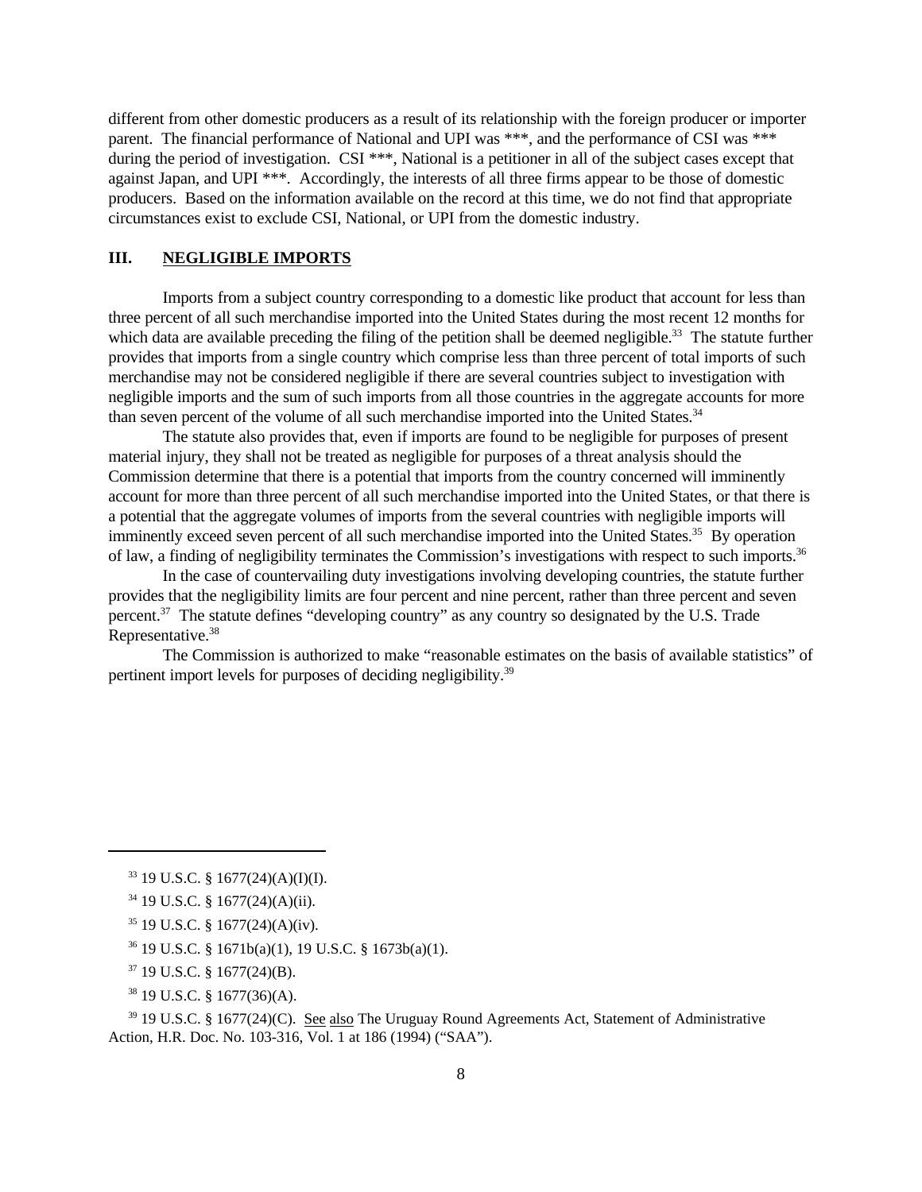different from other domestic producers as a result of its relationship with the foreign producer or importer parent. The financial performance of National and UPI was ***, and the performance of CSI was *** during the period of investigation. CSI ***, National is a petitioner in all of the subject cases except that against Japan, and UPI ***. Accordingly, the interests of all three firms appear to be those of domestic producers. Based on the information available on the record at this time, we do not find that appropriate circumstances exist to exclude CSI, National, or UPI from the domestic industry.

## III. NEGLIGIBLE IMPORTS

Imports from a subject country corresponding to a domestic like product that account for less than three percent of all such merchandise imported into the United States during the most recent 12 months for which data are available preceding the filing of the petition shall be deemed negligible.[33] The statute further provides that imports from a single country which comprise less than three percent of total imports of such merchandise may not be considered negligible if there are several countries subject to investigation with negligible imports and the sum of such imports from all those countries in the aggregate accounts for more than seven percent of the volume of all such merchandise imported into the United States.[34]

The statute also provides that, even if imports are found to be negligible for purposes of present material injury, they shall not be treated as negligible for purposes of a threat analysis should the Commission determine that there is a potential that imports from the country concerned will imminently account for more than three percent of all such merchandise imported into the United States, or that there is a potential that the aggregate volumes of imports from the several countries with negligible imports will imminently exceed seven percent of all such merchandise imported into the United States.[35] By operation of law, a finding of negligibility terminates the Commission's investigations with respect to such imports.[36]

In the case of countervailing duty investigations involving developing countries, the statute further provides that the negligibility limits are four percent and nine percent, rather than three percent and seven percent.[37] The statute defines "developing country" as any country so designated by the U.S. Trade Representative.[38]

The Commission is authorized to make "reasonable estimates on the basis of available statistics" of pertinent import levels for purposes of deciding negligibility.[39]

---

[33] 19 U.S.C. § 1677(24)(A)(I)(I).

[34] 19 U.S.C. § 1677(24)(A)(ii).

[35] 19 U.S.C. § 1677(24)(A)(iv).

[36] 19 U.S.C. § 1671b(a)(1), 19 U.S.C. § 1673b(a)(1).

[37] 19 U.S.C. § 1677(24)(B).

[38] 19 U.S.C. § 1677(36)(A).

[39] 19 U.S.C. § 1677(24)(C). See also The Uruguay Round Agreements Act, Statement of Administrative Action, H.R. Doc. No. 103-316, Vol. 1 at 186 (1994) ("SAA").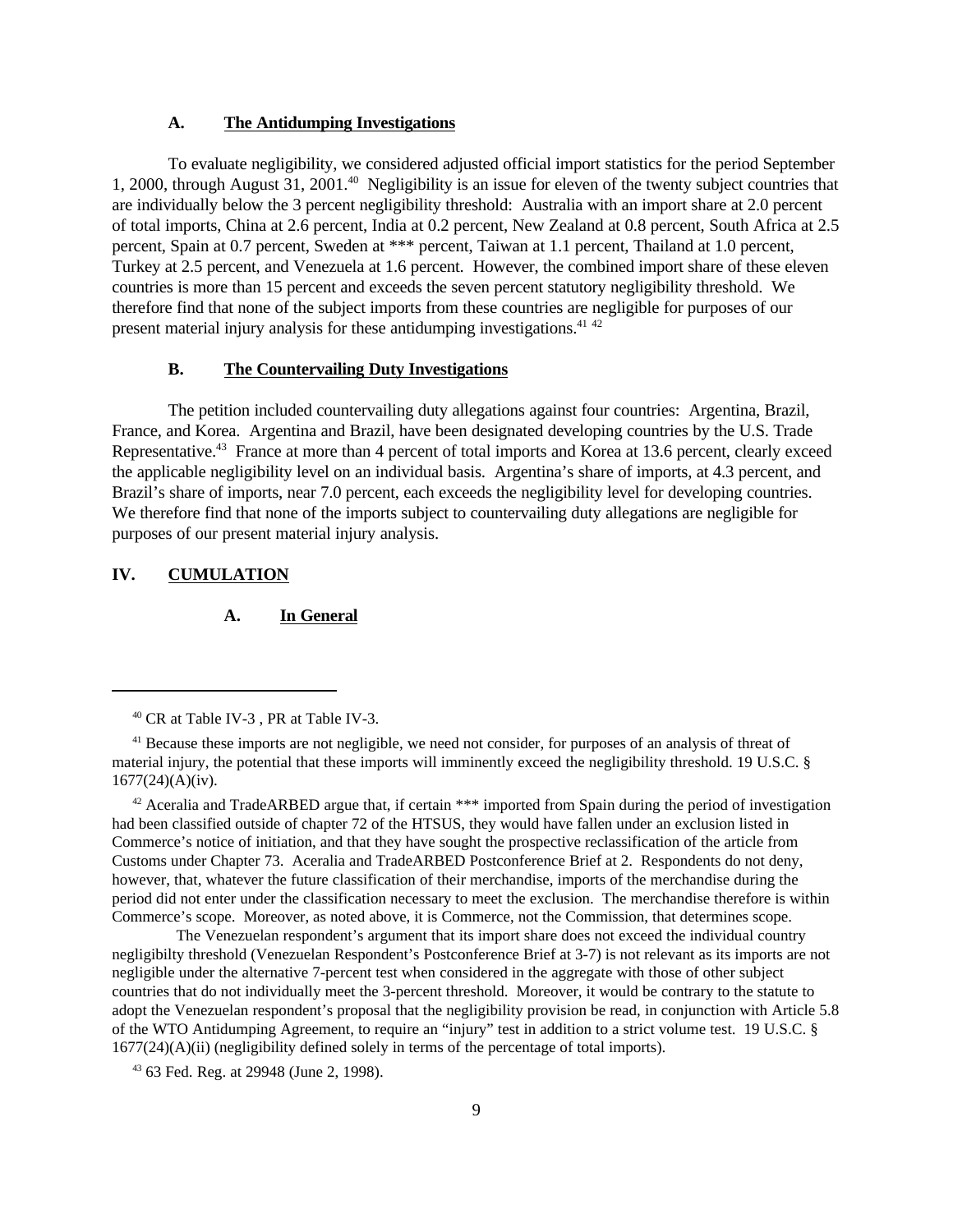### A. The Antidumping Investigations

To evaluate negligibility, we considered adjusted official import statistics for the period September 1, 2000, through August 31, 2001.[40] Negligibility is an issue for eleven of the twenty subject countries that are individually below the 3 percent negligibility threshold: Australia with an import share at 2.0 percent of total imports, China at 2.6 percent, India at 0.2 percent, New Zealand at 0.8 percent, South Africa at 2.5 percent, Spain at 0.7 percent, Sweden at *** percent, Taiwan at 1.1 percent, Thailand at 1.0 percent, Turkey at 2.5 percent, and Venezuela at 1.6 percent. However, the combined import share of these eleven countries is more than 15 percent and exceeds the seven percent statutory negligibility threshold. We therefore find that none of the subject imports from these countries are negligible for purposes of our present material injury analysis for these antidumping investigations.[41] [42]

### B. The Countervailing Duty Investigations

The petition included countervailing duty allegations against four countries: Argentina, Brazil, France, and Korea. Argentina and Brazil, have been designated developing countries by the U.S. Trade Representative.[43] France at more than 4 percent of total imports and Korea at 13.6 percent, clearly exceed the applicable negligibility level on an individual basis. Argentina's share of imports, at 4.3 percent, and Brazil's share of imports, near 7.0 percent, each exceeds the negligibility level for developing countries. We therefore find that none of the imports subject to countervailing duty allegations are negligible for purposes of our present material injury analysis.

## IV. CUMULATION

### A. In General

---

[40] CR at Table IV-3 , PR at Table IV-3.

[41] Because these imports are not negligible, we need not consider, for purposes of an analysis of threat of material injury, the potential that these imports will imminently exceed the negligibility threshold. 19 U.S.C. § 1677(24)(A)(iv).

[42] Aceralia and TradeARBED argue that, if certain *** imported from Spain during the period of investigation had been classified outside of chapter 72 of the HTSUS, they would have fallen under an exclusion listed in Commerce's notice of initiation, and that they have sought the prospective reclassification of the article from Customs under Chapter 73. Aceralia and TradeARBED Postconference Brief at 2. Respondents do not deny, however, that, whatever the future classification of their merchandise, imports of the merchandise during the period did not enter under the classification necessary to meet the exclusion. The merchandise therefore is within Commerce's scope. Moreover, as noted above, it is Commerce, not the Commission, that determines scope.

The Venezuelan respondent's argument that its import share does not exceed the individual country negligibilty threshold (Venezuelan Respondent's Postconference Brief at 3-7) is not relevant as its imports are not negligible under the alternative 7-percent test when considered in the aggregate with those of other subject countries that do not individually meet the 3-percent threshold. Moreover, it would be contrary to the statute to adopt the Venezuelan respondent's proposal that the negligibility provision be read, in conjunction with Article 5.8 of the WTO Antidumping Agreement, to require an "injury" test in addition to a strict volume test. 19 U.S.C. § 1677(24)(A)(ii) (negligibility defined solely in terms of the percentage of total imports).

[43] 63 Fed. Reg. at 29948 (June 2, 1998).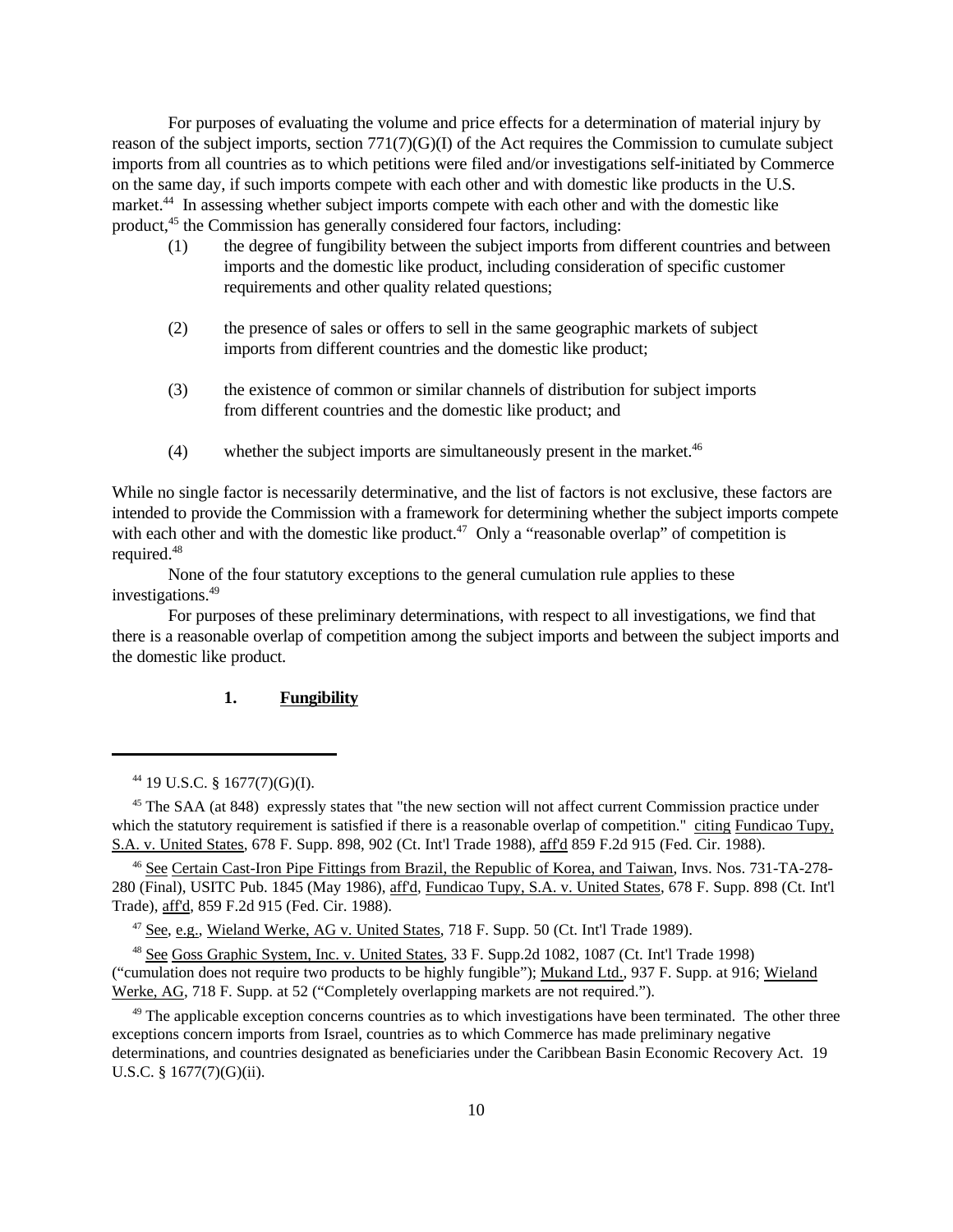For purposes of evaluating the volume and price effects for a determination of material injury by reason of the subject imports, section 771(7)(G)(I) of the Act requires the Commission to cumulate subject imports from all countries as to which petitions were filed and/or investigations self-initiated by Commerce on the same day, if such imports compete with each other and with domestic like products in the U.S. market.[44] In assessing whether subject imports compete with each other and with the domestic like product,[45] the Commission has generally considered four factors, including:

(1) the degree of fungibility between the subject imports from different countries and between imports and the domestic like product, including consideration of specific customer requirements and other quality related questions;

(2) the presence of sales or offers to sell in the same geographic markets of subject imports from different countries and the domestic like product;

(3) the existence of common or similar channels of distribution for subject imports from different countries and the domestic like product; and

(4) whether the subject imports are simultaneously present in the market.[46]

While no single factor is necessarily determinative, and the list of factors is not exclusive, these factors are intended to provide the Commission with a framework for determining whether the subject imports compete with each other and with the domestic like product.[47] Only a "reasonable overlap" of competition is required.[48]

None of the four statutory exceptions to the general cumulation rule applies to these investigations.[49]

For purposes of these preliminary determinations, with respect to all investigations, we find that there is a reasonable overlap of competition among the subject imports and between the subject imports and the domestic like product.

### 1. Fungibility

---

[44] 19 U.S.C. § 1677(7)(G)(I).

[45] The SAA (at 848) expressly states that "the new section will not affect current Commission practice under which the statutory requirement is satisfied if there is a reasonable overlap of competition." citing Fundicao Tupy, S.A. v. United States, 678 F. Supp. 898, 902 (Ct. Int'l Trade 1988), aff'd 859 F.2d 915 (Fed. Cir. 1988).

[46] See Certain Cast-Iron Pipe Fittings from Brazil, the Republic of Korea, and Taiwan, Invs. Nos. 731-TA-278-280 (Final), USITC Pub. 1845 (May 1986), aff'd, Fundicao Tupy, S.A. v. United States, 678 F. Supp. 898 (Ct. Int'l Trade), aff'd, 859 F.2d 915 (Fed. Cir. 1988).

[47] See, e.g., Wieland Werke, AG v. United States, 718 F. Supp. 50 (Ct. Int'l Trade 1989).

[48] See Goss Graphic System, Inc. v. United States, 33 F. Supp.2d 1082, 1087 (Ct. Int'l Trade 1998) ("cumulation does not require two products to be highly fungible"); Mukand Ltd., 937 F. Supp. at 916; Wieland Werke, AG, 718 F. Supp. at 52 ("Completely overlapping markets are not required.").

[49] The applicable exception concerns countries as to which investigations have been terminated. The other three exceptions concern imports from Israel, countries as to which Commerce has made preliminary negative determinations, and countries designated as beneficiaries under the Caribbean Basin Economic Recovery Act. 19 U.S.C. § 1677(7)(G)(ii).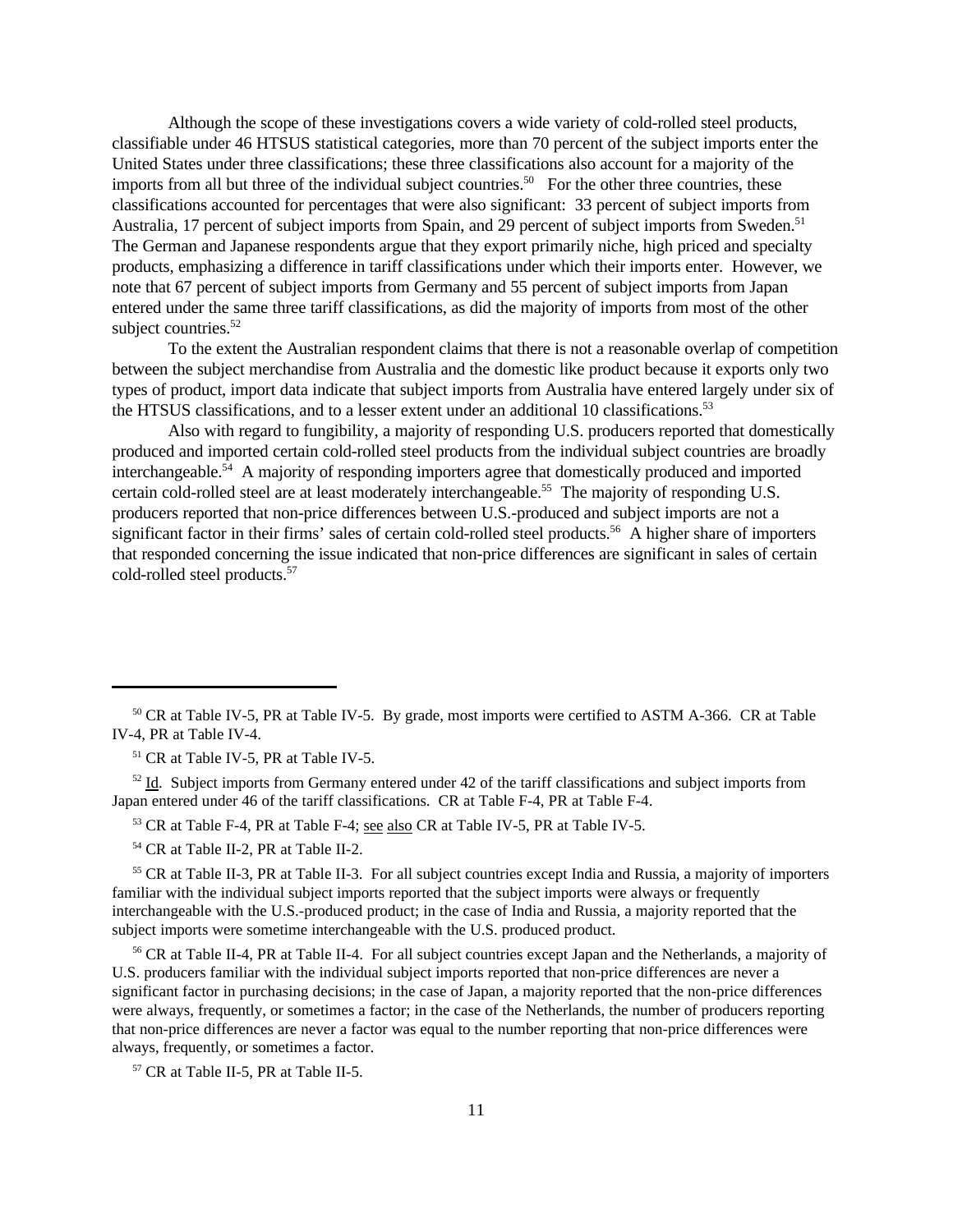Although the scope of these investigations covers a wide variety of cold-rolled steel products, classifiable under 46 HTSUS statistical categories, more than 70 percent of the subject imports enter the United States under three classifications; these three classifications also account for a majority of the imports from all but three of the individual subject countries.[50] For the other three countries, these classifications accounted for percentages that were also significant: 33 percent of subject imports from Australia, 17 percent of subject imports from Spain, and 29 percent of subject imports from Sweden.[51] The German and Japanese respondents argue that they export primarily niche, high priced and specialty products, emphasizing a difference in tariff classifications under which their imports enter. However, we note that 67 percent of subject imports from Germany and 55 percent of subject imports from Japan entered under the same three tariff classifications, as did the majority of imports from most of the other subject countries.[52]

To the extent the Australian respondent claims that there is not a reasonable overlap of competition between the subject merchandise from Australia and the domestic like product because it exports only two types of product, import data indicate that subject imports from Australia have entered largely under six of the HTSUS classifications, and to a lesser extent under an additional 10 classifications.[53]

Also with regard to fungibility, a majority of responding U.S. producers reported that domestically produced and imported certain cold-rolled steel products from the individual subject countries are broadly interchangeable.[54] A majority of responding importers agree that domestically produced and imported certain cold-rolled steel are at least moderately interchangeable.[55] The majority of responding U.S. producers reported that non-price differences between U.S.-produced and subject imports are not a significant factor in their firms' sales of certain cold-rolled steel products.[56] A higher share of importers that responded concerning the issue indicated that non-price differences are significant in sales of certain cold-rolled steel products.[57]

---

[50] CR at Table IV-5, PR at Table IV-5. By grade, most imports were certified to ASTM A-366. CR at Table IV-4, PR at Table IV-4.

[51] CR at Table IV-5, PR at Table IV-5.

[52] Id. Subject imports from Germany entered under 42 of the tariff classifications and subject imports from Japan entered under 46 of the tariff classifications. CR at Table F-4, PR at Table F-4.

[53] CR at Table F-4, PR at Table F-4; see also CR at Table IV-5, PR at Table IV-5.

[54] CR at Table II-2, PR at Table II-2.

[55] CR at Table II-3, PR at Table II-3. For all subject countries except India and Russia, a majority of importers familiar with the individual subject imports reported that the subject imports were always or frequently interchangeable with the U.S.-produced product; in the case of India and Russia, a majority reported that the subject imports were sometime interchangeable with the U.S. produced product.

[56] CR at Table II-4, PR at Table II-4. For all subject countries except Japan and the Netherlands, a majority of U.S. producers familiar with the individual subject imports reported that non-price differences are never a significant factor in purchasing decisions; in the case of Japan, a majority reported that the non-price differences were always, frequently, or sometimes a factor; in the case of the Netherlands, the number of producers reporting that non-price differences are never a factor was equal to the number reporting that non-price differences were always, frequently, or sometimes a factor.

[57] CR at Table II-5, PR at Table II-5.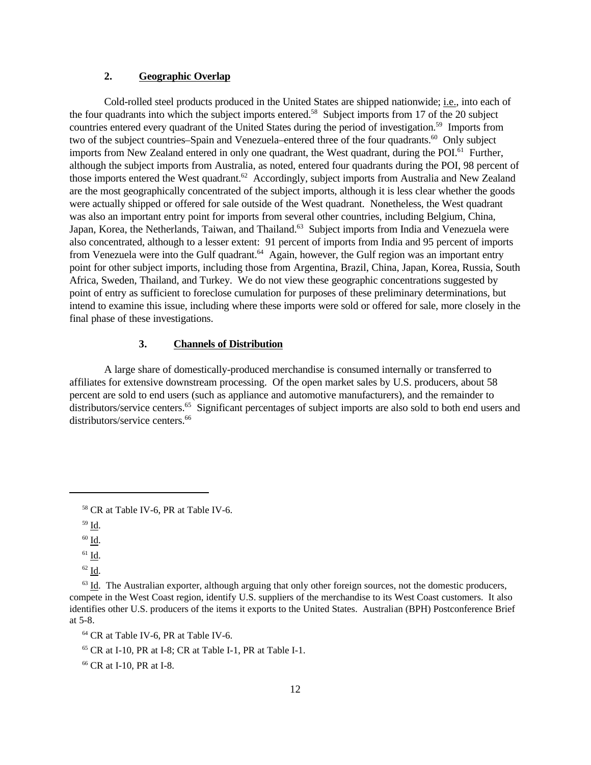### 2. Geographic Overlap

Cold-rolled steel products produced in the United States are shipped nationwide; i.e., into each of the four quadrants into which the subject imports entered.[58] Subject imports from 17 of the 20 subject countries entered every quadrant of the United States during the period of investigation.[59] Imports from two of the subject countries–Spain and Venezuela–entered three of the four quadrants.[60] Only subject imports from New Zealand entered in only one quadrant, the West quadrant, during the POI.[61] Further, although the subject imports from Australia, as noted, entered four quadrants during the POI, 98 percent of those imports entered the West quadrant.[62] Accordingly, subject imports from Australia and New Zealand are the most geographically concentrated of the subject imports, although it is less clear whether the goods were actually shipped or offered for sale outside of the West quadrant. Nonetheless, the West quadrant was also an important entry point for imports from several other countries, including Belgium, China, Japan, Korea, the Netherlands, Taiwan, and Thailand.[63] Subject imports from India and Venezuela were also concentrated, although to a lesser extent: 91 percent of imports from India and 95 percent of imports from Venezuela were into the Gulf quadrant.[64] Again, however, the Gulf region was an important entry point for other subject imports, including those from Argentina, Brazil, China, Japan, Korea, Russia, South Africa, Sweden, Thailand, and Turkey. We do not view these geographic concentrations suggested by point of entry as sufficient to foreclose cumulation for purposes of these preliminary determinations, but intend to examine this issue, including where these imports were sold or offered for sale, more closely in the final phase of these investigations.

### 3. Channels of Distribution

A large share of domestically-produced merchandise is consumed internally or transferred to affiliates for extensive downstream processing. Of the open market sales by U.S. producers, about 58 percent are sold to end users (such as appliance and automotive manufacturers), and the remainder to distributors/service centers.[65] Significant percentages of subject imports are also sold to both end users and distributors/service centers.[66]

---

[58] CR at Table IV-6, PR at Table IV-6.

[59] Id.

[60] Id.

[61] Id.

[62] Id.

[63] Id. The Australian exporter, although arguing that only other foreign sources, not the domestic producers, compete in the West Coast region, identify U.S. suppliers of the merchandise to its West Coast customers. It also identifies other U.S. producers of the items it exports to the United States. Australian (BPH) Postconference Brief at 5-8.

[64] CR at Table IV-6, PR at Table IV-6.

[65] CR at I-10, PR at I-8; CR at Table I-1, PR at Table I-1.

[66] CR at I-10, PR at I-8.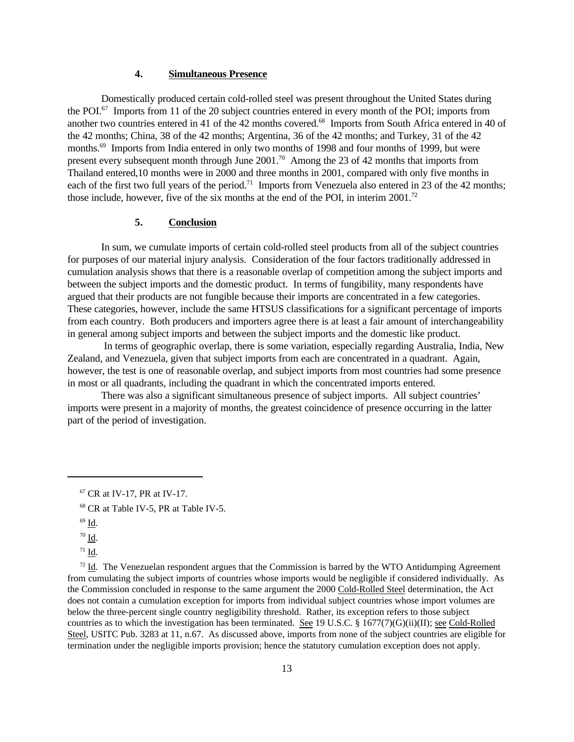#### 4. Simultaneous Presence

Domestically produced certain cold-rolled steel was present throughout the United States during the POI.[67] Imports from 11 of the 20 subject countries entered in every month of the POI; imports from another two countries entered in 41 of the 42 months covered.[68] Imports from South Africa entered in 40 of the 42 months; China, 38 of the 42 months; Argentina, 36 of the 42 months; and Turkey, 31 of the 42 months.[69] Imports from India entered in only two months of 1998 and four months of 1999, but were present every subsequent month through June 2001.[70] Among the 23 of 42 months that imports from Thailand entered,10 months were in 2000 and three months in 2001, compared with only five months in each of the first two full years of the period.[71] Imports from Venezuela also entered in 23 of the 42 months; those include, however, five of the six months at the end of the POI, in interim 2001.[72]

#### 5. Conclusion

In sum, we cumulate imports of certain cold-rolled steel products from all of the subject countries for purposes of our material injury analysis. Consideration of the four factors traditionally addressed in cumulation analysis shows that there is a reasonable overlap of competition among the subject imports and between the subject imports and the domestic product. In terms of fungibility, many respondents have argued that their products are not fungible because their imports are concentrated in a few categories. These categories, however, include the same HTSUS classifications for a significant percentage of imports from each country. Both producers and importers agree there is at least a fair amount of interchangeability in general among subject imports and between the subject imports and the domestic like product.

In terms of geographic overlap, there is some variation, especially regarding Australia, India, New Zealand, and Venezuela, given that subject imports from each are concentrated in a quadrant. Again, however, the test is one of reasonable overlap, and subject imports from most countries had some presence in most or all quadrants, including the quadrant in which the concentrated imports entered.

There was also a significant simultaneous presence of subject imports. All subject countries' imports were present in a majority of months, the greatest coincidence of presence occurring in the latter part of the period of investigation.

---

[67] CR at IV-17, PR at IV-17.

[68] CR at Table IV-5, PR at Table IV-5.

[69] Id.

[70] Id.

[71] Id.

[72] Id. The Venezuelan respondent argues that the Commission is barred by the WTO Antidumping Agreement from cumulating the subject imports of countries whose imports would be negligible if considered individually. As the Commission concluded in response to the same argument the 2000 Cold-Rolled Steel determination, the Act does not contain a cumulation exception for imports from individual subject countries whose import volumes are below the three-percent single country negligibility threshold. Rather, its exception refers to those subject countries as to which the investigation has been terminated. See 19 U.S.C. § 1677(7)(G)(ii)(II); see Cold-Rolled Steel, USITC Pub. 3283 at 11, n.67. As discussed above, imports from none of the subject countries are eligible for termination under the negligible imports provision; hence the statutory cumulation exception does not apply.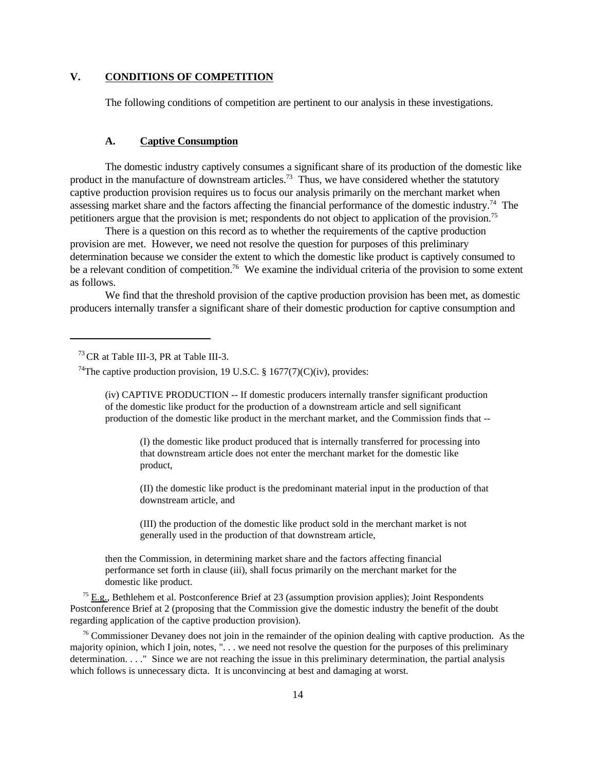## V. CONDITIONS OF COMPETITION

The following conditions of competition are pertinent to our analysis in these investigations.

### A. Captive Consumption

The domestic industry captively consumes a significant share of its production of the domestic like product in the manufacture of downstream articles.[73] Thus, we have considered whether the statutory captive production provision requires us to focus our analysis primarily on the merchant market when assessing market share and the factors affecting the financial performance of the domestic industry.[74] The petitioners argue that the provision is met; respondents do not object to application of the provision.[75]

There is a question on this record as to whether the requirements of the captive production provision are met. However, we need not resolve the question for purposes of this preliminary determination because we consider the extent to which the domestic like product is captively consumed to be a relevant condition of competition.[76] We examine the individual criteria of the provision to some extent as follows.

We find that the threshold provision of the captive production provision has been met, as domestic producers internally transfer a significant share of their domestic production for captive consumption and

---

[73] CR at Table III-3, PR at Table III-3.

[74] The captive production provision, 19 U.S.C. § 1677(7)(C)(iv), provides:

> (iv) CAPTIVE PRODUCTION -- If domestic producers internally transfer significant production of the domestic like product for the production of a downstream article and sell significant production of the domestic like product in the merchant market, and the Commission finds that --
>
> > (I) the domestic like product produced that is internally transferred for processing into that downstream article does not enter the merchant market for the domestic like product,
> >
> > (II) the domestic like product is the predominant material input in the production of that downstream article, and
> >
> > (III) the production of the domestic like product sold in the merchant market is not generally used in the production of that downstream article,
>
> then the Commission, in determining market share and the factors affecting financial performance set forth in clause (iii), shall focus primarily on the merchant market for the domestic like product.

[75] E.g., Bethlehem et al. Postconference Brief at 23 (assumption provision applies); Joint Respondents Postconference Brief at 2 (proposing that the Commission give the domestic industry the benefit of the doubt regarding application of the captive production provision).

[76] Commissioner Devaney does not join in the remainder of the opinion dealing with captive production. As the majority opinion, which I join, notes, ". . . we need not resolve the question for the purposes of this preliminary determination. . . ." Since we are not reaching the issue in this preliminary determination, the partial analysis which follows is unnecessary dicta. It is unconvincing at best and damaging at worst.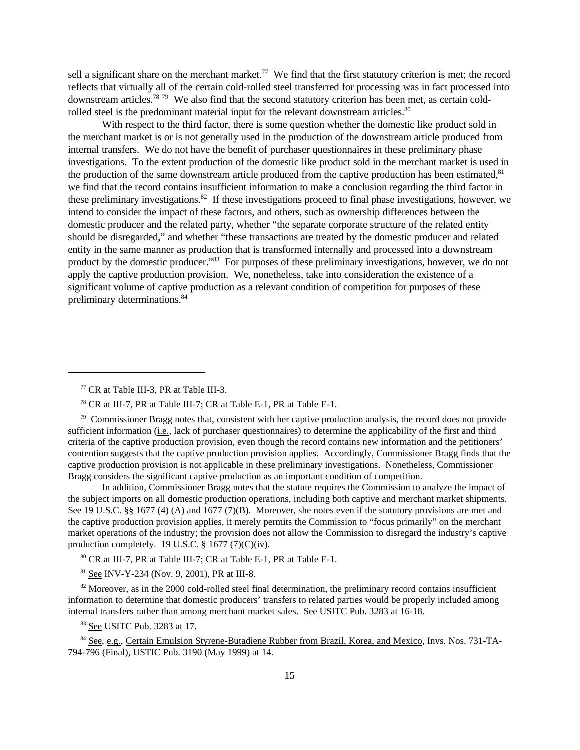sell a significant share on the merchant market.[77] We find that the first statutory criterion is met; the record reflects that virtually all of the certain cold-rolled steel transferred for processing was in fact processed into downstream articles.[78] [79] We also find that the second statutory criterion has been met, as certain cold-rolled steel is the predominant material input for the relevant downstream articles.[80]

With respect to the third factor, there is some question whether the domestic like product sold in the merchant market is or is not generally used in the production of the downstream article produced from internal transfers. We do not have the benefit of purchaser questionnaires in these preliminary phase investigations. To the extent production of the domestic like product sold in the merchant market is used in the production of the same downstream article produced from the captive production has been estimated,[81] we find that the record contains insufficient information to make a conclusion regarding the third factor in these preliminary investigations.[82] If these investigations proceed to final phase investigations, however, we intend to consider the impact of these factors, and others, such as ownership differences between the domestic producer and the related party, whether "the separate corporate structure of the related entity should be disregarded," and whether "these transactions are treated by the domestic producer and related entity in the same manner as production that is transformed internally and processed into a downstream product by the domestic producer."[83] For purposes of these preliminary investigations, however, we do not apply the captive production provision. We, nonetheless, take into consideration the existence of a significant volume of captive production as a relevant condition of competition for purposes of these preliminary determinations.[84]

---

[77] CR at Table III-3, PR at Table III-3.

[78] CR at III-7, PR at Table III-7; CR at Table E-1, PR at Table E-1.

[79] Commissioner Bragg notes that, consistent with her captive production analysis, the record does not provide sufficient information (i.e., lack of purchaser questionnaires) to determine the applicability of the first and third criteria of the captive production provision, even though the record contains new information and the petitioners' contention suggests that the captive production provision applies. Accordingly, Commissioner Bragg finds that the captive production provision is not applicable in these preliminary investigations. Nonetheless, Commissioner Bragg considers the significant captive production as an important condition of competition.

In addition, Commissioner Bragg notes that the statute requires the Commission to analyze the impact of the subject imports on all domestic production operations, including both captive and merchant market shipments. See 19 U.S.C. §§ 1677 (4) (A) and 1677 (7)(B). Moreover, she notes even if the statutory provisions are met and the captive production provision applies, it merely permits the Commission to "focus primarily" on the merchant market operations of the industry; the provision does not allow the Commission to disregard the industry's captive production completely. 19 U.S.C. § 1677 (7)(C)(iv).

[80] CR at III-7, PR at Table III-7; CR at Table E-1, PR at Table E-1.

[81] See INV-Y-234 (Nov. 9, 2001), PR at III-8.

[82] Moreover, as in the 2000 cold-rolled steel final determination, the preliminary record contains insufficient information to determine that domestic producers' transfers to related parties would be properly included among internal transfers rather than among merchant market sales. See USITC Pub. 3283 at 16-18.

[83] See USITC Pub. 3283 at 17.

[84] See, e.g., Certain Emulsion Styrene-Butadiene Rubber from Brazil, Korea, and Mexico, Invs. Nos. 731-TA-794-796 (Final), USTIC Pub. 3190 (May 1999) at 14.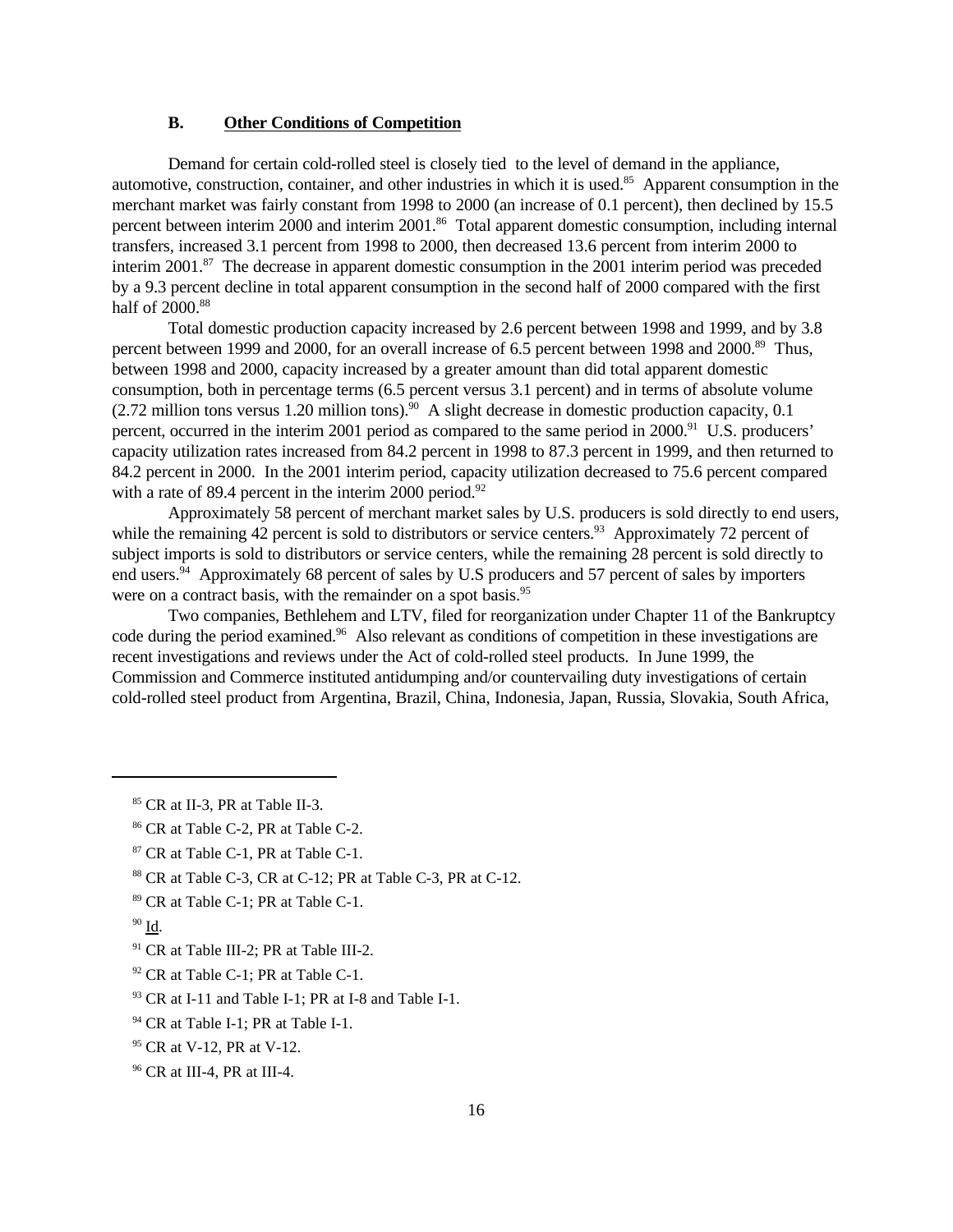### B. Other Conditions of Competition

Demand for certain cold-rolled steel is closely tied to the level of demand in the appliance, automotive, construction, container, and other industries in which it is used.[85] Apparent consumption in the merchant market was fairly constant from 1998 to 2000 (an increase of 0.1 percent), then declined by 15.5 percent between interim 2000 and interim 2001.[86] Total apparent domestic consumption, including internal transfers, increased 3.1 percent from 1998 to 2000, then decreased 13.6 percent from interim 2000 to interim 2001.[87] The decrease in apparent domestic consumption in the 2001 interim period was preceded by a 9.3 percent decline in total apparent consumption in the second half of 2000 compared with the first half of 2000.[88]

Total domestic production capacity increased by 2.6 percent between 1998 and 1999, and by 3.8 percent between 1999 and 2000, for an overall increase of 6.5 percent between 1998 and 2000.[89] Thus, between 1998 and 2000, capacity increased by a greater amount than did total apparent domestic consumption, both in percentage terms (6.5 percent versus 3.1 percent) and in terms of absolute volume (2.72 million tons versus 1.20 million tons).[90] A slight decrease in domestic production capacity, 0.1 percent, occurred in the interim 2001 period as compared to the same period in 2000.[91] U.S. producers' capacity utilization rates increased from 84.2 percent in 1998 to 87.3 percent in 1999, and then returned to 84.2 percent in 2000. In the 2001 interim period, capacity utilization decreased to 75.6 percent compared with a rate of 89.4 percent in the interim 2000 period.[92]

Approximately 58 percent of merchant market sales by U.S. producers is sold directly to end users, while the remaining 42 percent is sold to distributors or service centers.[93] Approximately 72 percent of subject imports is sold to distributors or service centers, while the remaining 28 percent is sold directly to end users.[94] Approximately 68 percent of sales by U.S producers and 57 percent of sales by importers were on a contract basis, with the remainder on a spot basis.[95]

Two companies, Bethlehem and LTV, filed for reorganization under Chapter 11 of the Bankruptcy code during the period examined.[96] Also relevant as conditions of competition in these investigations are recent investigations and reviews under the Act of cold-rolled steel products. In June 1999, the Commission and Commerce instituted antidumping and/or countervailing duty investigations of certain cold-rolled steel product from Argentina, Brazil, China, Indonesia, Japan, Russia, Slovakia, South Africa,

---

[85] CR at II-3, PR at Table II-3.

[86] CR at Table C-2, PR at Table C-2.

[87] CR at Table C-1, PR at Table C-1.

[88] CR at Table C-3, CR at C-12; PR at Table C-3, PR at C-12.

[89] CR at Table C-1; PR at Table C-1.

[90] Id.

[91] CR at Table III-2; PR at Table III-2.

[92] CR at Table C-1; PR at Table C-1.

[93] CR at I-11 and Table I-1; PR at I-8 and Table I-1.

[94] CR at Table I-1; PR at Table I-1.

[95] CR at V-12, PR at V-12.

[96] CR at III-4, PR at III-4.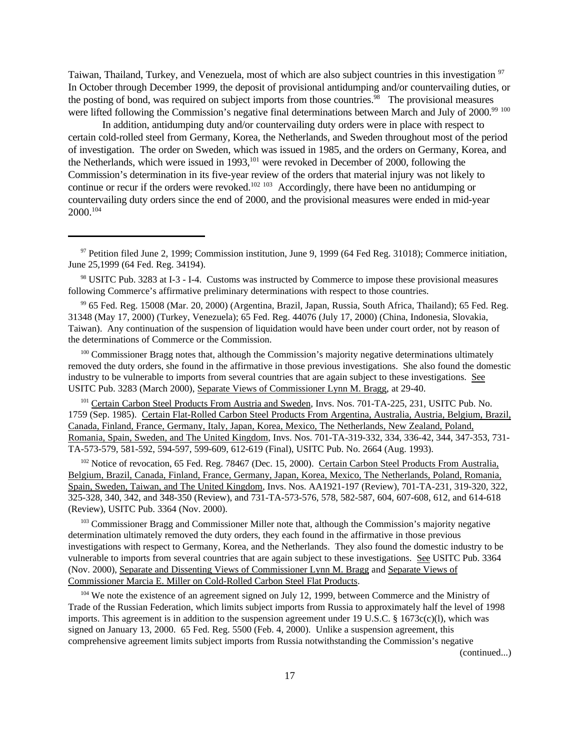Taiwan, Thailand, Turkey, and Venezuela, most of which are also subject countries in this investigation [97] In October through December 1999, the deposit of provisional antidumping and/or countervailing duties, or the posting of bond, was required on subject imports from those countries.[98] The provisional measures were lifted following the Commission's negative final determinations between March and July of 2000.[99] [100]

In addition, antidumping duty and/or countervailing duty orders were in place with respect to certain cold-rolled steel from Germany, Korea, the Netherlands, and Sweden throughout most of the period of investigation. The order on Sweden, which was issued in 1985, and the orders on Germany, Korea, and the Netherlands, which were issued in 1993,[101] were revoked in December of 2000, following the Commission's determination in its five-year review of the orders that material injury was not likely to continue or recur if the orders were revoked.[102] [103] Accordingly, there have been no antidumping or countervailing duty orders since the end of 2000, and the provisional measures were ended in mid-year 2000.[104]

---

[97] Petition filed June 2, 1999; Commission institution, June 9, 1999 (64 Fed Reg. 31018); Commerce initiation, June 25,1999 (64 Fed. Reg. 34194).

[98] USITC Pub. 3283 at I-3 - I-4. Customs was instructed by Commerce to impose these provisional measures following Commerce's affirmative preliminary determinations with respect to those countries.

[99] 65 Fed. Reg. 15008 (Mar. 20, 2000) (Argentina, Brazil, Japan, Russia, South Africa, Thailand); 65 Fed. Reg. 31348 (May 17, 2000) (Turkey, Venezuela); 65 Fed. Reg. 44076 (July 17, 2000) (China, Indonesia, Slovakia, Taiwan). Any continuation of the suspension of liquidation would have been under court order, not by reason of the determinations of Commerce or the Commission.

[100] Commissioner Bragg notes that, although the Commission's majority negative determinations ultimately removed the duty orders, she found in the affirmative in those previous investigations. She also found the domestic industry to be vulnerable to imports from several countries that are again subject to these investigations. See USITC Pub. 3283 (March 2000), Separate Views of Commissioner Lynn M. Bragg, at 29-40.

[101] Certain Carbon Steel Products From Austria and Sweden, Invs. Nos. 701-TA-225, 231, USITC Pub. No. 1759 (Sep. 1985). Certain Flat-Rolled Carbon Steel Products From Argentina, Australia, Austria, Belgium, Brazil, Canada, Finland, France, Germany, Italy, Japan, Korea, Mexico, The Netherlands, New Zealand, Poland, Romania, Spain, Sweden, and The United Kingdom, Invs. Nos. 701-TA-319-332, 334, 336-42, 344, 347-353, 731-TA-573-579, 581-592, 594-597, 599-609, 612-619 (Final), USITC Pub. No. 2664 (Aug. 1993).

[102] Notice of revocation, 65 Fed. Reg. 78467 (Dec. 15, 2000). Certain Carbon Steel Products From Australia, Belgium, Brazil, Canada, Finland, France, Germany, Japan, Korea, Mexico, The Netherlands, Poland, Romania, Spain, Sweden, Taiwan, and The United Kingdom, Invs. Nos. AA1921-197 (Review), 701-TA-231, 319-320, 322, 325-328, 340, 342, and 348-350 (Review), and 731-TA-573-576, 578, 582-587, 604, 607-608, 612, and 614-618 (Review), USITC Pub. 3364 (Nov. 2000).

[103] Commissioner Bragg and Commissioner Miller note that, although the Commission's majority negative determination ultimately removed the duty orders, they each found in the affirmative in those previous investigations with respect to Germany, Korea, and the Netherlands. They also found the domestic industry to be vulnerable to imports from several countries that are again subject to these investigations. See USITC Pub. 3364 (Nov. 2000), Separate and Dissenting Views of Commissioner Lynn M. Bragg and Separate Views of Commissioner Marcia E. Miller on Cold-Rolled Carbon Steel Flat Products.

[104] We note the existence of an agreement signed on July 12, 1999, between Commerce and the Ministry of Trade of the Russian Federation, which limits subject imports from Russia to approximately half the level of 1998 imports. This agreement is in addition to the suspension agreement under 19 U.S.C. § 1673c(c)(l), which was signed on January 13, 2000. 65 Fed. Reg. 5500 (Feb. 4, 2000). Unlike a suspension agreement, this comprehensive agreement limits subject imports from Russia notwithstanding the Commission's negative (continued...)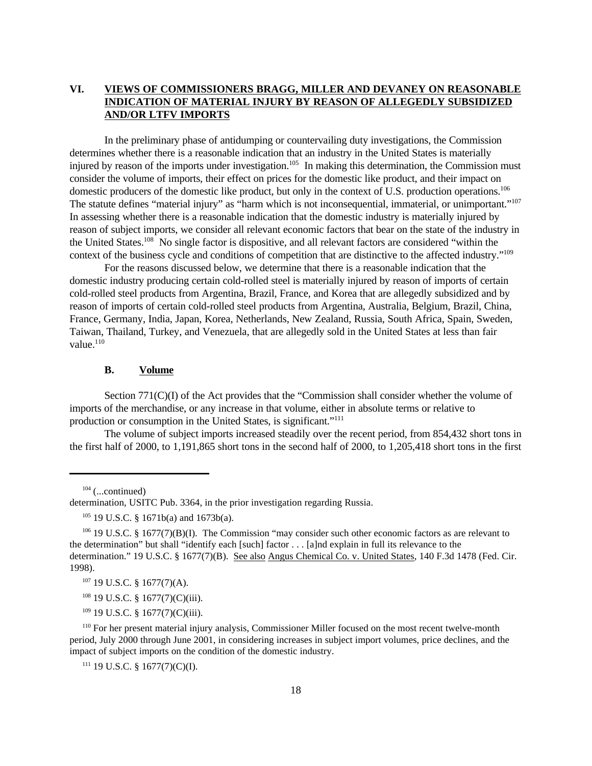## VI. VIEWS OF COMMISSIONERS BRAGG, MILLER AND DEVANEY ON REASONABLE INDICATION OF MATERIAL INJURY BY REASON OF ALLEGEDLY SUBSIDIZED AND/OR LTFV IMPORTS

In the preliminary phase of antidumping or countervailing duty investigations, the Commission determines whether there is a reasonable indication that an industry in the United States is materially injured by reason of the imports under investigation.[105] In making this determination, the Commission must consider the volume of imports, their effect on prices for the domestic like product, and their impact on domestic producers of the domestic like product, but only in the context of U.S. production operations.[106] The statute defines "material injury" as "harm which is not inconsequential, immaterial, or unimportant."[107] In assessing whether there is a reasonable indication that the domestic industry is materially injured by reason of subject imports, we consider all relevant economic factors that bear on the state of the industry in the United States.[108] No single factor is dispositive, and all relevant factors are considered "within the context of the business cycle and conditions of competition that are distinctive to the affected industry."[109]

For the reasons discussed below, we determine that there is a reasonable indication that the domestic industry producing certain cold-rolled steel is materially injured by reason of imports of certain cold-rolled steel products from Argentina, Brazil, France, and Korea that are allegedly subsidized and by reason of imports of certain cold-rolled steel products from Argentina, Australia, Belgium, Brazil, China, France, Germany, India, Japan, Korea, Netherlands, New Zealand, Russia, South Africa, Spain, Sweden, Taiwan, Thailand, Turkey, and Venezuela, that are allegedly sold in the United States at less than fair value.[110]

### B. Volume

Section 771(C)(I) of the Act provides that the "Commission shall consider whether the volume of imports of the merchandise, or any increase in that volume, either in absolute terms or relative to production or consumption in the United States, is significant."[111]

The volume of subject imports increased steadily over the recent period, from 854,432 short tons in the first half of 2000, to 1,191,865 short tons in the second half of 2000, to 1,205,418 short tons in the first

---

[104] (...continued)
determination, USITC Pub. 3364, in the prior investigation regarding Russia.

[105] 19 U.S.C. § 1671b(a) and 1673b(a).

[106] 19 U.S.C. § 1677(7)(B)(I). The Commission "may consider such other economic factors as are relevant to the determination" but shall "identify each [such] factor . . . [a]nd explain in full its relevance to the determination." 19 U.S.C. § 1677(7)(B). See also Angus Chemical Co. v. United States, 140 F.3d 1478 (Fed. Cir. 1998).

[107] 19 U.S.C. § 1677(7)(A).

[108] 19 U.S.C. § 1677(7)(C)(iii).

[109] 19 U.S.C. § 1677(7)(C)(iii).

[110] For her present material injury analysis, Commissioner Miller focused on the most recent twelve-month period, July 2000 through June 2001, in considering increases in subject import volumes, price declines, and the impact of subject imports on the condition of the domestic industry.

[111] 19 U.S.C. § 1677(7)(C)(I).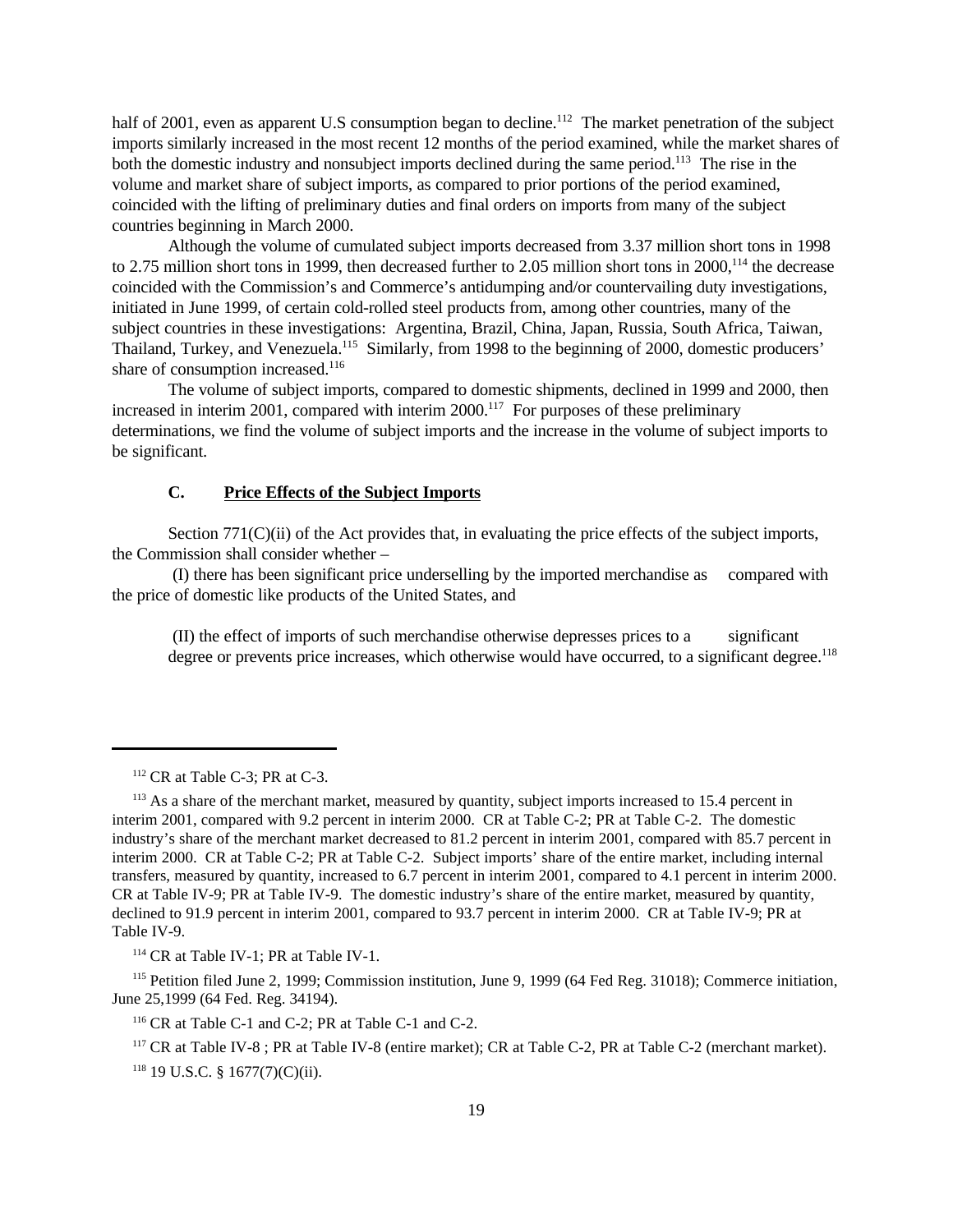half of 2001, even as apparent U.S consumption began to decline.[112] The market penetration of the subject imports similarly increased in the most recent 12 months of the period examined, while the market shares of both the domestic industry and nonsubject imports declined during the same period.[113] The rise in the volume and market share of subject imports, as compared to prior portions of the period examined, coincided with the lifting of preliminary duties and final orders on imports from many of the subject countries beginning in March 2000.

Although the volume of cumulated subject imports decreased from 3.37 million short tons in 1998 to 2.75 million short tons in 1999, then decreased further to 2.05 million short tons in 2000,[114] the decrease coincided with the Commission's and Commerce's antidumping and/or countervailing duty investigations, initiated in June 1999, of certain cold-rolled steel products from, among other countries, many of the subject countries in these investigations: Argentina, Brazil, China, Japan, Russia, South Africa, Taiwan, Thailand, Turkey, and Venezuela.[115] Similarly, from 1998 to the beginning of 2000, domestic producers' share of consumption increased.[116]

The volume of subject imports, compared to domestic shipments, declined in 1999 and 2000, then increased in interim 2001, compared with interim 2000.[117] For purposes of these preliminary determinations, we find the volume of subject imports and the increase in the volume of subject imports to be significant.

### C. Price Effects of the Subject Imports

Section 771(C)(ii) of the Act provides that, in evaluating the price effects of the subject imports, the Commission shall consider whether –

(I) there has been significant price underselling by the imported merchandise as compared with the price of domestic like products of the United States, and

> (II) the effect of imports of such merchandise otherwise depresses prices to a significant degree or prevents price increases, which otherwise would have occurred, to a significant degree.[118]

---

[112] CR at Table C-3; PR at C-3.

[113] As a share of the merchant market, measured by quantity, subject imports increased to 15.4 percent in interim 2001, compared with 9.2 percent in interim 2000. CR at Table C-2; PR at Table C-2. The domestic industry's share of the merchant market decreased to 81.2 percent in interim 2001, compared with 85.7 percent in interim 2000. CR at Table C-2; PR at Table C-2. Subject imports' share of the entire market, including internal transfers, measured by quantity, increased to 6.7 percent in interim 2001, compared to 4.1 percent in interim 2000. CR at Table IV-9; PR at Table IV-9. The domestic industry's share of the entire market, measured by quantity, declined to 91.9 percent in interim 2001, compared to 93.7 percent in interim 2000. CR at Table IV-9; PR at Table IV-9.

[114] CR at Table IV-1; PR at Table IV-1.

[115] Petition filed June 2, 1999; Commission institution, June 9, 1999 (64 Fed Reg. 31018); Commerce initiation, June 25,1999 (64 Fed. Reg. 34194).

[116] CR at Table C-1 and C-2; PR at Table C-1 and C-2.

[117] CR at Table IV-8 ; PR at Table IV-8 (entire market); CR at Table C-2, PR at Table C-2 (merchant market).

[118] 19 U.S.C. § 1677(7)(C)(ii).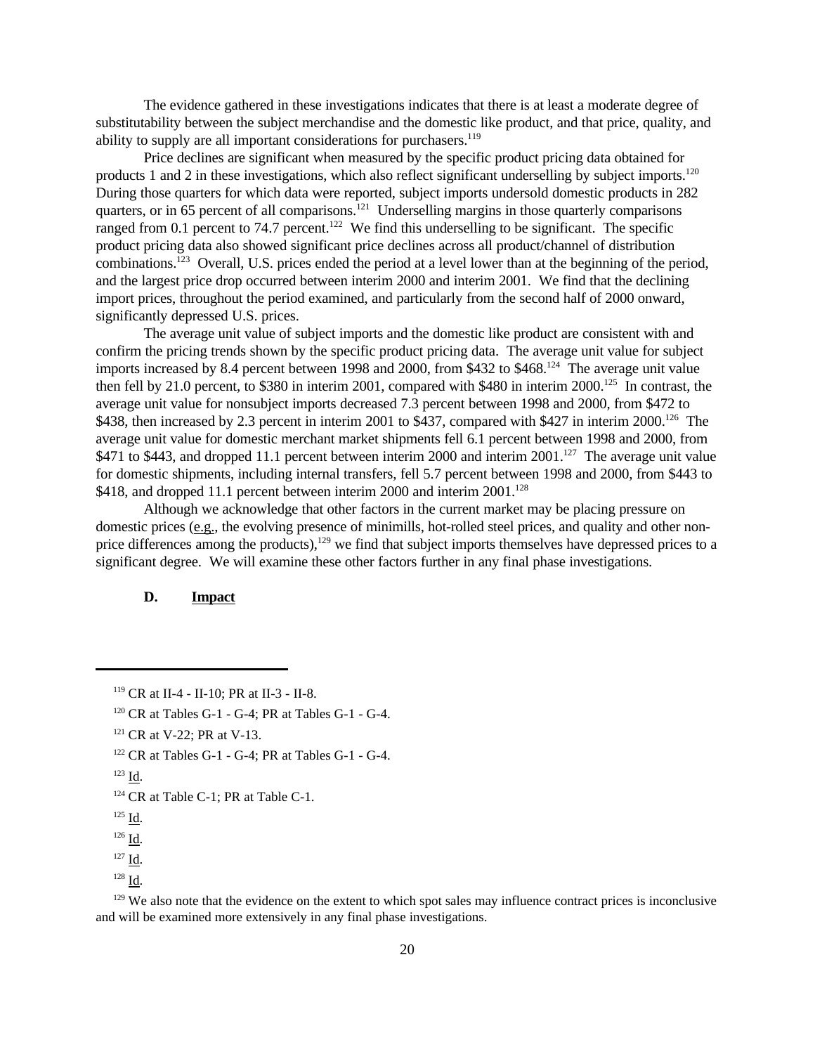The evidence gathered in these investigations indicates that there is at least a moderate degree of substitutability between the subject merchandise and the domestic like product, and that price, quality, and ability to supply are all important considerations for purchasers.[119]

Price declines are significant when measured by the specific product pricing data obtained for products 1 and 2 in these investigations, which also reflect significant underselling by subject imports.[120] During those quarters for which data were reported, subject imports undersold domestic products in 282 quarters, or in 65 percent of all comparisons.[121] Underselling margins in those quarterly comparisons ranged from 0.1 percent to 74.7 percent.[122] We find this underselling to be significant. The specific product pricing data also showed significant price declines across all product/channel of distribution combinations.[123] Overall, U.S. prices ended the period at a level lower than at the beginning of the period, and the largest price drop occurred between interim 2000 and interim 2001. We find that the declining import prices, throughout the period examined, and particularly from the second half of 2000 onward, significantly depressed U.S. prices.

The average unit value of subject imports and the domestic like product are consistent with and confirm the pricing trends shown by the specific product pricing data. The average unit value for subject imports increased by 8.4 percent between 1998 and 2000, from $432 to $468.[124] The average unit value then fell by 21.0 percent, to $380 in interim 2001, compared with $480 in interim 2000.[125] In contrast, the average unit value for nonsubject imports decreased 7.3 percent between 1998 and 2000, from $472 to $438, then increased by 2.3 percent in interim 2001 to $437, compared with $427 in interim 2000.[126] The average unit value for domestic merchant market shipments fell 6.1 percent between 1998 and 2000, from $471 to $443, and dropped 11.1 percent between interim 2000 and interim 2001.[127] The average unit value for domestic shipments, including internal transfers, fell 5.7 percent between 1998 and 2000, from $443 to $418, and dropped 11.1 percent between interim 2000 and interim 2001.[128]

Although we acknowledge that other factors in the current market may be placing pressure on domestic prices (e.g., the evolving presence of minimills, hot-rolled steel prices, and quality and other non-price differences among the products),[129] we find that subject imports themselves have depressed prices to a significant degree. We will examine these other factors further in any final phase investigations.

### D. Impact

---

[119] CR at II-4 - II-10; PR at II-3 - II-8.

[120] CR at Tables G-1 - G-4; PR at Tables G-1 - G-4.

[121] CR at V-22; PR at V-13.

[122] CR at Tables G-1 - G-4; PR at Tables G-1 - G-4.

[123] Id.

[124] CR at Table C-1; PR at Table C-1.

[125] Id.

[126] Id.

[127] Id.

[128] Id.

[129] We also note that the evidence on the extent to which spot sales may influence contract prices is inconclusive and will be examined more extensively in any final phase investigations.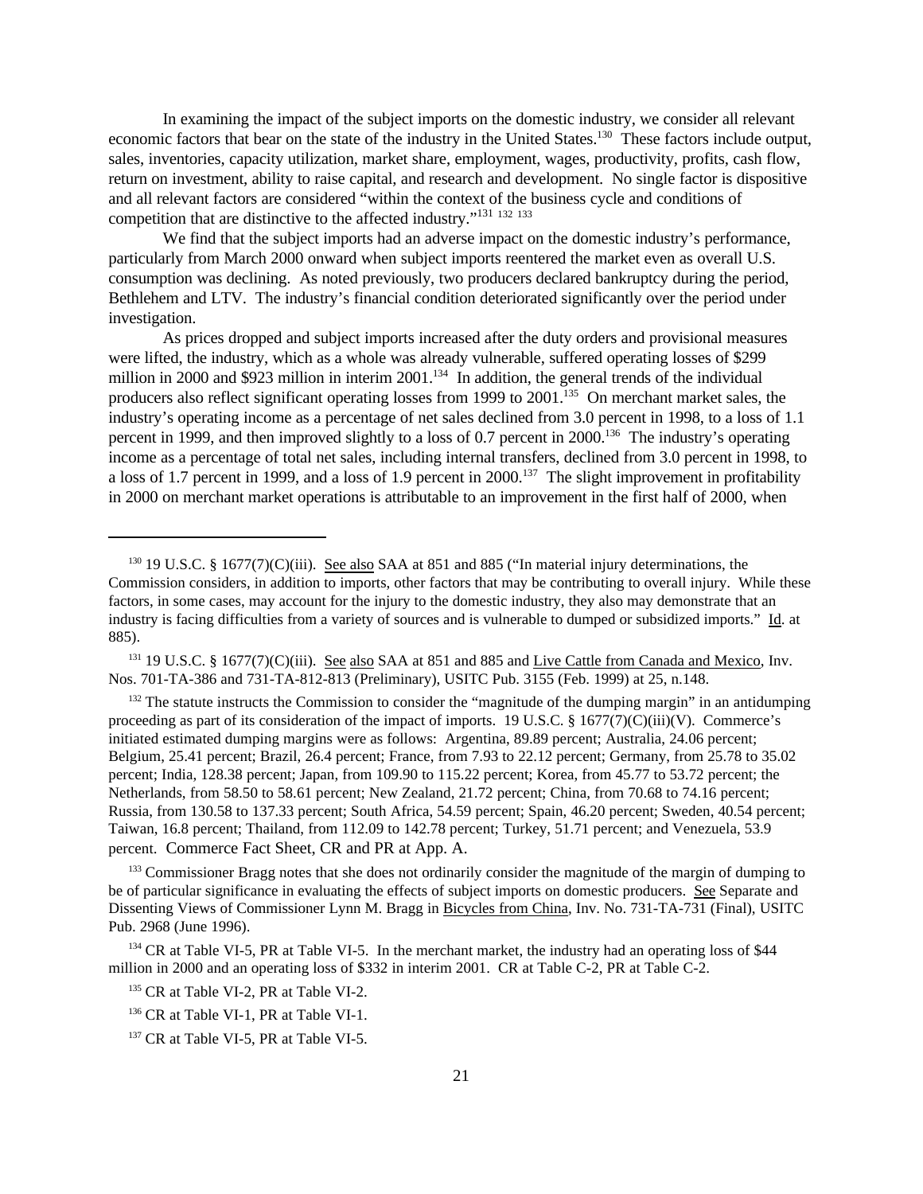In examining the impact of the subject imports on the domestic industry, we consider all relevant economic factors that bear on the state of the industry in the United States.[130] These factors include output, sales, inventories, capacity utilization, market share, employment, wages, productivity, profits, cash flow, return on investment, ability to raise capital, and research and development. No single factor is dispositive and all relevant factors are considered "within the context of the business cycle and conditions of competition that are distinctive to the affected industry."[131] [132] [133]

We find that the subject imports had an adverse impact on the domestic industry's performance, particularly from March 2000 onward when subject imports reentered the market even as overall U.S. consumption was declining. As noted previously, two producers declared bankruptcy during the period, Bethlehem and LTV. The industry's financial condition deteriorated significantly over the period under investigation.

As prices dropped and subject imports increased after the duty orders and provisional measures were lifted, the industry, which as a whole was already vulnerable, suffered operating losses of $299 million in 2000 and $923 million in interim 2001.[134] In addition, the general trends of the individual producers also reflect significant operating losses from 1999 to 2001.[135] On merchant market sales, the industry's operating income as a percentage of net sales declined from 3.0 percent in 1998, to a loss of 1.1 percent in 1999, and then improved slightly to a loss of 0.7 percent in 2000.[136] The industry's operating income as a percentage of total net sales, including internal transfers, declined from 3.0 percent in 1998, to a loss of 1.7 percent in 1999, and a loss of 1.9 percent in 2000.[137] The slight improvement in profitability in 2000 on merchant market operations is attributable to an improvement in the first half of 2000, when

---

[130] 19 U.S.C. § 1677(7)(C)(iii). See also SAA at 851 and 885 ("In material injury determinations, the Commission considers, in addition to imports, other factors that may be contributing to overall injury. While these factors, in some cases, may account for the injury to the domestic industry, they also may demonstrate that an industry is facing difficulties from a variety of sources and is vulnerable to dumped or subsidized imports." Id. at 885).

[131] 19 U.S.C. § 1677(7)(C)(iii). See also SAA at 851 and 885 and Live Cattle from Canada and Mexico, Inv. Nos. 701-TA-386 and 731-TA-812-813 (Preliminary), USITC Pub. 3155 (Feb. 1999) at 25, n.148.

[132] The statute instructs the Commission to consider the "magnitude of the dumping margin" in an antidumping proceeding as part of its consideration of the impact of imports. 19 U.S.C. § 1677(7)(C)(iii)(V). Commerce's initiated estimated dumping margins were as follows: Argentina, 89.89 percent; Australia, 24.06 percent; Belgium, 25.41 percent; Brazil, 26.4 percent; France, from 7.93 to 22.12 percent; Germany, from 25.78 to 35.02 percent; India, 128.38 percent; Japan, from 109.90 to 115.22 percent; Korea, from 45.77 to 53.72 percent; the Netherlands, from 58.50 to 58.61 percent; New Zealand, 21.72 percent; China, from 70.68 to 74.16 percent; Russia, from 130.58 to 137.33 percent; South Africa, 54.59 percent; Spain, 46.20 percent; Sweden, 40.54 percent; Taiwan, 16.8 percent; Thailand, from 112.09 to 142.78 percent; Turkey, 51.71 percent; and Venezuela, 53.9 percent. Commerce Fact Sheet, CR and PR at App. A.

[133] Commissioner Bragg notes that she does not ordinarily consider the magnitude of the margin of dumping to be of particular significance in evaluating the effects of subject imports on domestic producers. See Separate and Dissenting Views of Commissioner Lynn M. Bragg in Bicycles from China, Inv. No. 731-TA-731 (Final), USITC Pub. 2968 (June 1996).

[134] CR at Table VI-5, PR at Table VI-5. In the merchant market, the industry had an operating loss of $44 million in 2000 and an operating loss of $332 in interim 2001. CR at Table C-2, PR at Table C-2.

[135] CR at Table VI-2, PR at Table VI-2.

[136] CR at Table VI-1, PR at Table VI-1.

[137] CR at Table VI-5, PR at Table VI-5.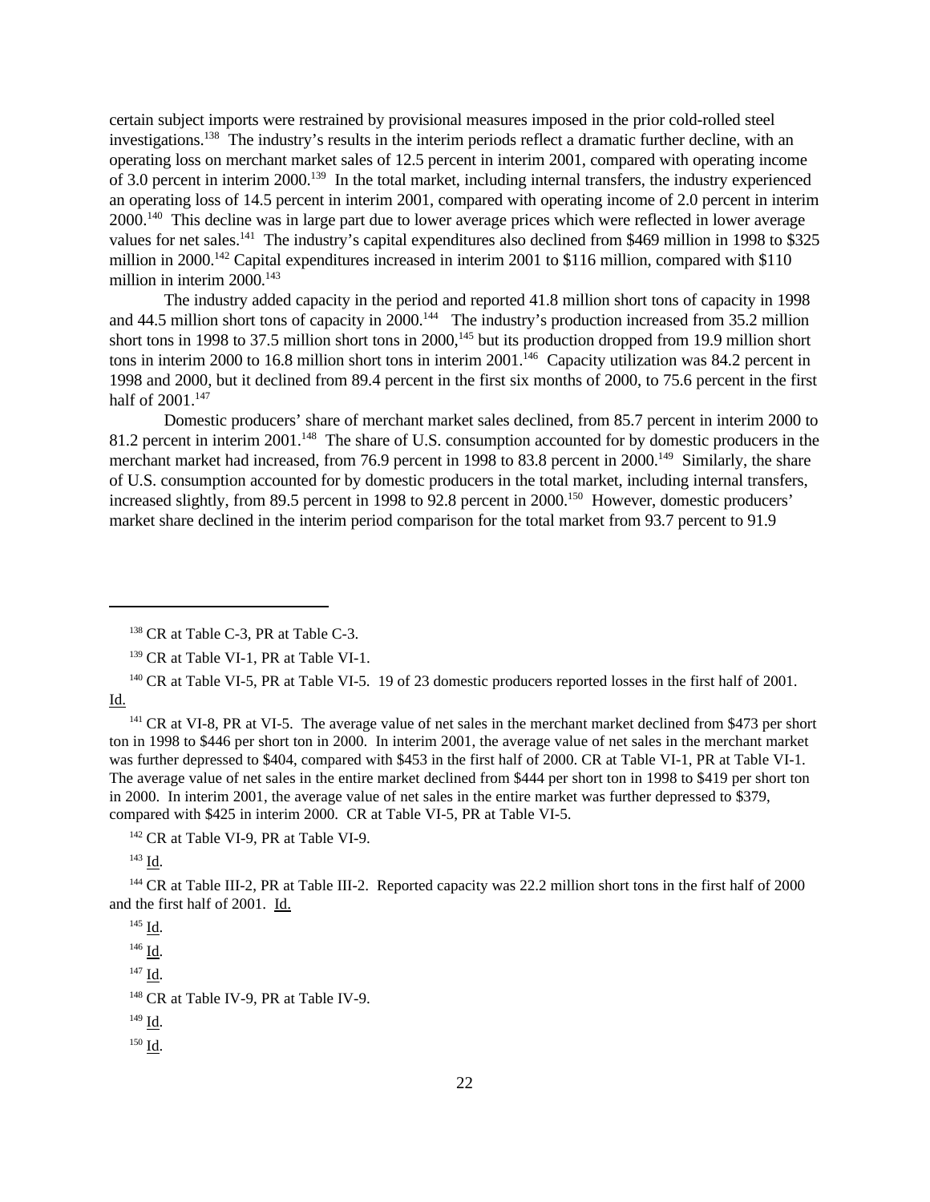certain subject imports were restrained by provisional measures imposed in the prior cold-rolled steel investigations.[138] The industry's results in the interim periods reflect a dramatic further decline, with an operating loss on merchant market sales of 12.5 percent in interim 2001, compared with operating income of 3.0 percent in interim 2000.[139] In the total market, including internal transfers, the industry experienced an operating loss of 14.5 percent in interim 2001, compared with operating income of 2.0 percent in interim 2000.[140] This decline was in large part due to lower average prices which were reflected in lower average values for net sales.[141] The industry's capital expenditures also declined from $469 million in 1998 to $325 million in 2000.[142] Capital expenditures increased in interim 2001 to $116 million, compared with $110 million in interim 2000.[143]

The industry added capacity in the period and reported 41.8 million short tons of capacity in 1998 and 44.5 million short tons of capacity in 2000.[144] The industry's production increased from 35.2 million short tons in 1998 to 37.5 million short tons in 2000,[145] but its production dropped from 19.9 million short tons in interim 2000 to 16.8 million short tons in interim 2001.[146] Capacity utilization was 84.2 percent in 1998 and 2000, but it declined from 89.4 percent in the first six months of 2000, to 75.6 percent in the first half of 2001.[147]

Domestic producers' share of merchant market sales declined, from 85.7 percent in interim 2000 to 81.2 percent in interim 2001.[148] The share of U.S. consumption accounted for by domestic producers in the merchant market had increased, from 76.9 percent in 1998 to 83.8 percent in 2000.[149] Similarly, the share of U.S. consumption accounted for by domestic producers in the total market, including internal transfers, increased slightly, from 89.5 percent in 1998 to 92.8 percent in 2000.[150] However, domestic producers' market share declined in the interim period comparison for the total market from 93.7 percent to 91.9

---

[138] CR at Table C-3, PR at Table C-3.

[139] CR at Table VI-1, PR at Table VI-1.

[140] CR at Table VI-5, PR at Table VI-5. 19 of 23 domestic producers reported losses in the first half of 2001. Id.

[141] CR at VI-8, PR at VI-5. The average value of net sales in the merchant market declined from $473 per short ton in 1998 to $446 per short ton in 2000. In interim 2001, the average value of net sales in the merchant market was further depressed to $404, compared with $453 in the first half of 2000. CR at Table VI-1, PR at Table VI-1. The average value of net sales in the entire market declined from $444 per short ton in 1998 to $419 per short ton in 2000. In interim 2001, the average value of net sales in the entire market was further depressed to $379, compared with $425 in interim 2000. CR at Table VI-5, PR at Table VI-5.

[142] CR at Table VI-9, PR at Table VI-9.

[143] Id.

[144] CR at Table III-2, PR at Table III-2. Reported capacity was 22.2 million short tons in the first half of 2000 and the first half of 2001. Id.

[145] Id.

[146] Id.

[147] Id.

[148] CR at Table IV-9, PR at Table IV-9.

[149] Id.

[150] Id.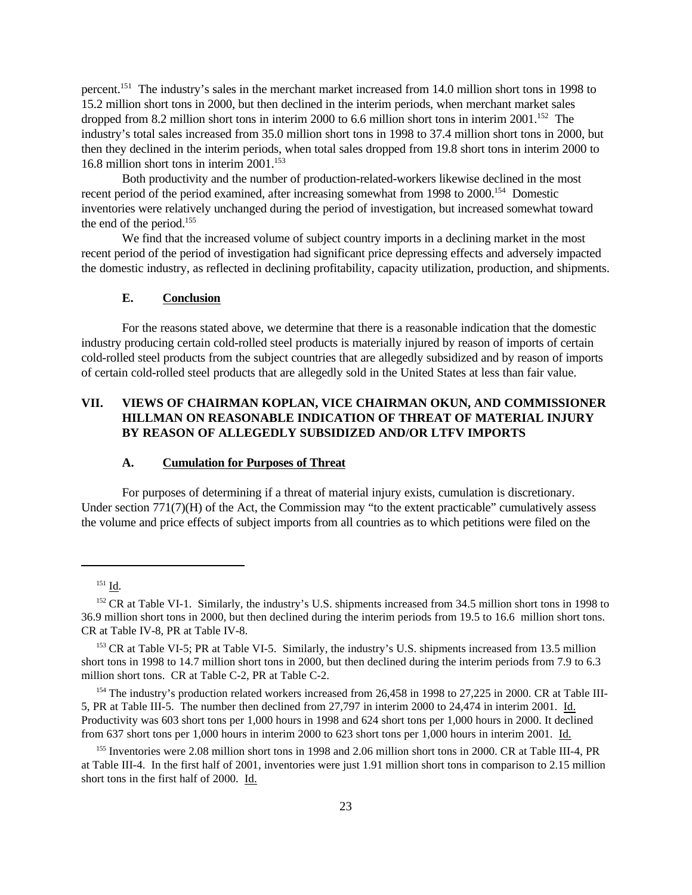percent.[151] The industry's sales in the merchant market increased from 14.0 million short tons in 1998 to 15.2 million short tons in 2000, but then declined in the interim periods, when merchant market sales dropped from 8.2 million short tons in interim 2000 to 6.6 million short tons in interim 2001.[152] The industry's total sales increased from 35.0 million short tons in 1998 to 37.4 million short tons in 2000, but then they declined in the interim periods, when total sales dropped from 19.8 short tons in interim 2000 to 16.8 million short tons in interim 2001.[153]

Both productivity and the number of production-related-workers likewise declined in the most recent period of the period examined, after increasing somewhat from 1998 to 2000.[154] Domestic inventories were relatively unchanged during the period of investigation, but increased somewhat toward the end of the period.[155]

We find that the increased volume of subject country imports in a declining market in the most recent period of the period of investigation had significant price depressing effects and adversely impacted the domestic industry, as reflected in declining profitability, capacity utilization, production, and shipments.

### E. Conclusion

For the reasons stated above, we determine that there is a reasonable indication that the domestic industry producing certain cold-rolled steel products is materially injured by reason of imports of certain cold-rolled steel products from the subject countries that are allegedly subsidized and by reason of imports of certain cold-rolled steel products that are allegedly sold in the United States at less than fair value.

## VII. VIEWS OF CHAIRMAN KOPLAN, VICE CHAIRMAN OKUN, AND COMMISSIONER HILLMAN ON REASONABLE INDICATION OF THREAT OF MATERIAL INJURY BY REASON OF ALLEGEDLY SUBSIDIZED AND/OR LTFV IMPORTS

### A. Cumulation for Purposes of Threat

For purposes of determining if a threat of material injury exists, cumulation is discretionary. Under section 771(7)(H) of the Act, the Commission may "to the extent practicable" cumulatively assess the volume and price effects of subject imports from all countries as to which petitions were filed on the

---

[151] Id.

[152] CR at Table VI-1. Similarly, the industry's U.S. shipments increased from 34.5 million short tons in 1998 to 36.9 million short tons in 2000, but then declined during the interim periods from 19.5 to 16.6 million short tons. CR at Table IV-8, PR at Table IV-8.

[153] CR at Table VI-5; PR at Table VI-5. Similarly, the industry's U.S. shipments increased from 13.5 million short tons in 1998 to 14.7 million short tons in 2000, but then declined during the interim periods from 7.9 to 6.3 million short tons. CR at Table C-2, PR at Table C-2.

[154] The industry's production related workers increased from 26,458 in 1998 to 27,225 in 2000. CR at Table III-5, PR at Table III-5. The number then declined from 27,797 in interim 2000 to 24,474 in interim 2001. Id. Productivity was 603 short tons per 1,000 hours in 1998 and 624 short tons per 1,000 hours in 2000. It declined from 637 short tons per 1,000 hours in interim 2000 to 623 short tons per 1,000 hours in interim 2001. Id.

[155] Inventories were 2.08 million short tons in 1998 and 2.06 million short tons in 2000. CR at Table III-4, PR at Table III-4. In the first half of 2001, inventories were just 1.91 million short tons in comparison to 2.15 million short tons in the first half of 2000. Id.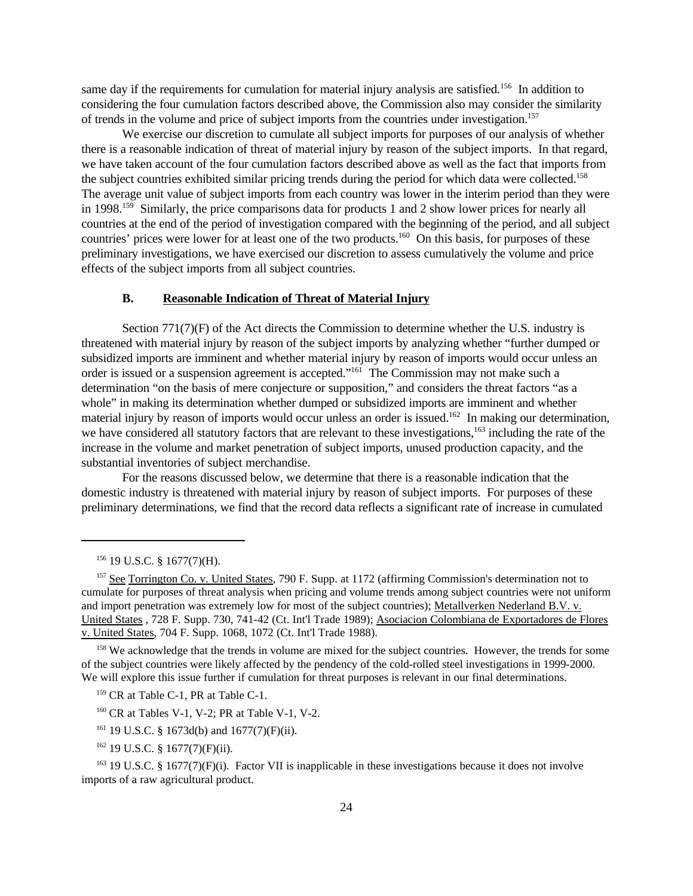same day if the requirements for cumulation for material injury analysis are satisfied.[156] In addition to considering the four cumulation factors described above, the Commission also may consider the similarity of trends in the volume and price of subject imports from the countries under investigation.[157]

We exercise our discretion to cumulate all subject imports for purposes of our analysis of whether there is a reasonable indication of threat of material injury by reason of the subject imports. In that regard, we have taken account of the four cumulation factors described above as well as the fact that imports from the subject countries exhibited similar pricing trends during the period for which data were collected.[158] The average unit value of subject imports from each country was lower in the interim period than they were in 1998.[159] Similarly, the price comparisons data for products 1 and 2 show lower prices for nearly all countries at the end of the period of investigation compared with the beginning of the period, and all subject countries' prices were lower for at least one of the two products.[160] On this basis, for purposes of these preliminary investigations, we have exercised our discretion to assess cumulatively the volume and price effects of the subject imports from all subject countries.

### B. Reasonable Indication of Threat of Material Injury

Section 771(7)(F) of the Act directs the Commission to determine whether the U.S. industry is threatened with material injury by reason of the subject imports by analyzing whether "further dumped or subsidized imports are imminent and whether material injury by reason of imports would occur unless an order is issued or a suspension agreement is accepted."[161] The Commission may not make such a determination "on the basis of mere conjecture or supposition," and considers the threat factors "as a whole" in making its determination whether dumped or subsidized imports are imminent and whether material injury by reason of imports would occur unless an order is issued.[162] In making our determination, we have considered all statutory factors that are relevant to these investigations,[163] including the rate of the increase in the volume and market penetration of subject imports, unused production capacity, and the substantial inventories of subject merchandise.

For the reasons discussed below, we determine that there is a reasonable indication that the domestic industry is threatened with material injury by reason of subject imports. For purposes of these preliminary determinations, we find that the record data reflects a significant rate of increase in cumulated

---

[156] 19 U.S.C. § 1677(7)(H).

[157] See Torrington Co. v. United States, 790 F. Supp. at 1172 (affirming Commission's determination not to cumulate for purposes of threat analysis when pricing and volume trends among subject countries were not uniform and import penetration was extremely low for most of the subject countries); Metallverken Nederland B.V. v. United States , 728 F. Supp. 730, 741-42 (Ct. Int'l Trade 1989); Asociacion Colombiana de Exportadores de Flores v. United States, 704 F. Supp. 1068, 1072 (Ct. Int'l Trade 1988).

[158] We acknowledge that the trends in volume are mixed for the subject countries. However, the trends for some of the subject countries were likely affected by the pendency of the cold-rolled steel investigations in 1999-2000. We will explore this issue further if cumulation for threat purposes is relevant in our final determinations.

[159] CR at Table C-1, PR at Table C-1.

[160] CR at Tables V-1, V-2; PR at Table V-1, V-2.

[161] 19 U.S.C. § 1673d(b) and 1677(7)(F)(ii).

[162] 19 U.S.C. § 1677(7)(F)(ii).

[163] 19 U.S.C. § 1677(7)(F)(i). Factor VII is inapplicable in these investigations because it does not involve imports of a raw agricultural product.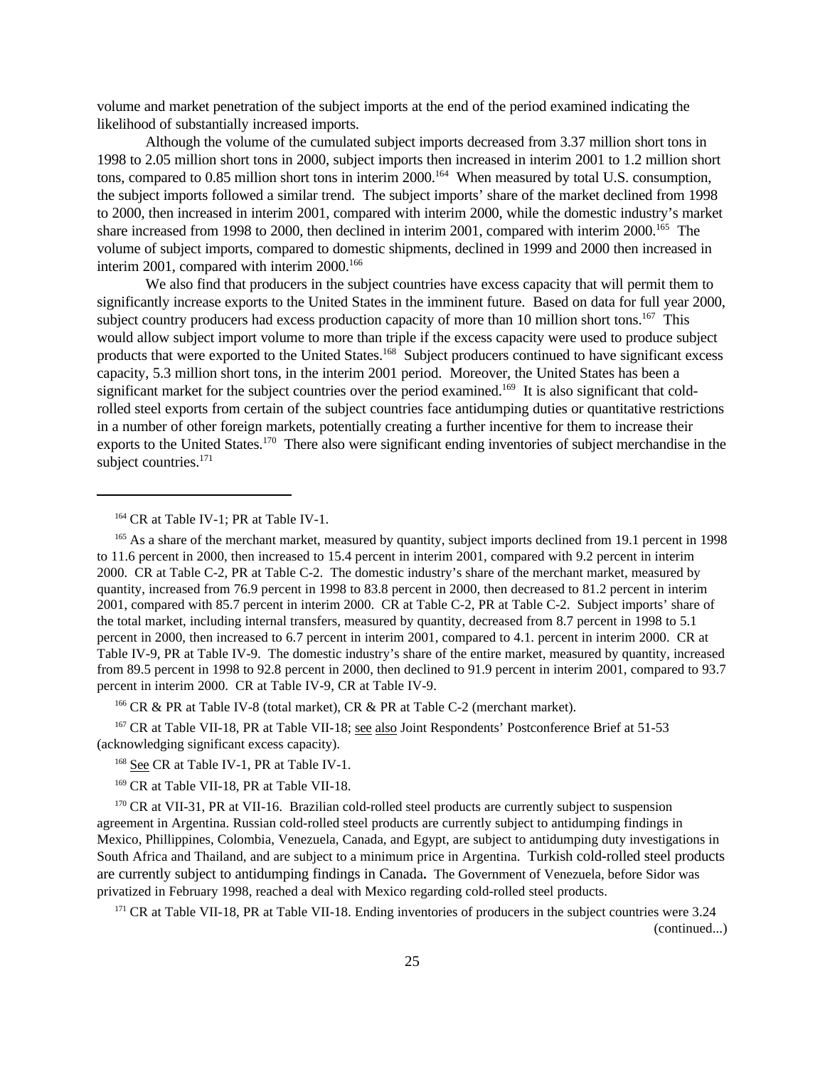volume and market penetration of the subject imports at the end of the period examined indicating the likelihood of substantially increased imports.

Although the volume of the cumulated subject imports decreased from 3.37 million short tons in 1998 to 2.05 million short tons in 2000, subject imports then increased in interim 2001 to 1.2 million short tons, compared to 0.85 million short tons in interim 2000.[164] When measured by total U.S. consumption, the subject imports followed a similar trend. The subject imports' share of the market declined from 1998 to 2000, then increased in interim 2001, compared with interim 2000, while the domestic industry's market share increased from 1998 to 2000, then declined in interim 2001, compared with interim 2000.[165] The volume of subject imports, compared to domestic shipments, declined in 1999 and 2000 then increased in interim 2001, compared with interim 2000.[166]

We also find that producers in the subject countries have excess capacity that will permit them to significantly increase exports to the United States in the imminent future. Based on data for full year 2000, subject country producers had excess production capacity of more than 10 million short tons.[167] This would allow subject import volume to more than triple if the excess capacity were used to produce subject products that were exported to the United States.[168] Subject producers continued to have significant excess capacity, 5.3 million short tons, in the interim 2001 period. Moreover, the United States has been a significant market for the subject countries over the period examined.[169] It is also significant that cold-rolled steel exports from certain of the subject countries face antidumping duties or quantitative restrictions in a number of other foreign markets, potentially creating a further incentive for them to increase their exports to the United States.[170] There also were significant ending inventories of subject merchandise in the subject countries.[171]

---

[164] CR at Table IV-1; PR at Table IV-1.

[165] As a share of the merchant market, measured by quantity, subject imports declined from 19.1 percent in 1998 to 11.6 percent in 2000, then increased to 15.4 percent in interim 2001, compared with 9.2 percent in interim 2000. CR at Table C-2, PR at Table C-2. The domestic industry's share of the merchant market, measured by quantity, increased from 76.9 percent in 1998 to 83.8 percent in 2000, then decreased to 81.2 percent in interim 2001, compared with 85.7 percent in interim 2000. CR at Table C-2, PR at Table C-2. Subject imports' share of the total market, including internal transfers, measured by quantity, decreased from 8.7 percent in 1998 to 5.1 percent in 2000, then increased to 6.7 percent in interim 2001, compared to 4.1. percent in interim 2000. CR at Table IV-9, PR at Table IV-9. The domestic industry's share of the entire market, measured by quantity, increased from 89.5 percent in 1998 to 92.8 percent in 2000, then declined to 91.9 percent in interim 2001, compared to 93.7 percent in interim 2000. CR at Table IV-9, CR at Table IV-9.

[166] CR & PR at Table IV-8 (total market), CR & PR at Table C-2 (merchant market).

[167] CR at Table VII-18, PR at Table VII-18; see also Joint Respondents' Postconference Brief at 51-53 (acknowledging significant excess capacity).

[168] See CR at Table IV-1, PR at Table IV-1.

[169] CR at Table VII-18, PR at Table VII-18.

[170] CR at VII-31, PR at VII-16. Brazilian cold-rolled steel products are currently subject to suspension agreement in Argentina. Russian cold-rolled steel products are currently subject to antidumping findings in Mexico, Phillippines, Colombia, Venezuela, Canada, and Egypt, are subject to antidumping duty investigations in South Africa and Thailand, and are subject to a minimum price in Argentina. Turkish cold-rolled steel products are currently subject to antidumping findings in Canada. The Government of Venezuela, before Sidor was privatized in February 1998, reached a deal with Mexico regarding cold-rolled steel products.

[171] CR at Table VII-18, PR at Table VII-18. Ending inventories of producers in the subject countries were 3.24 (continued...)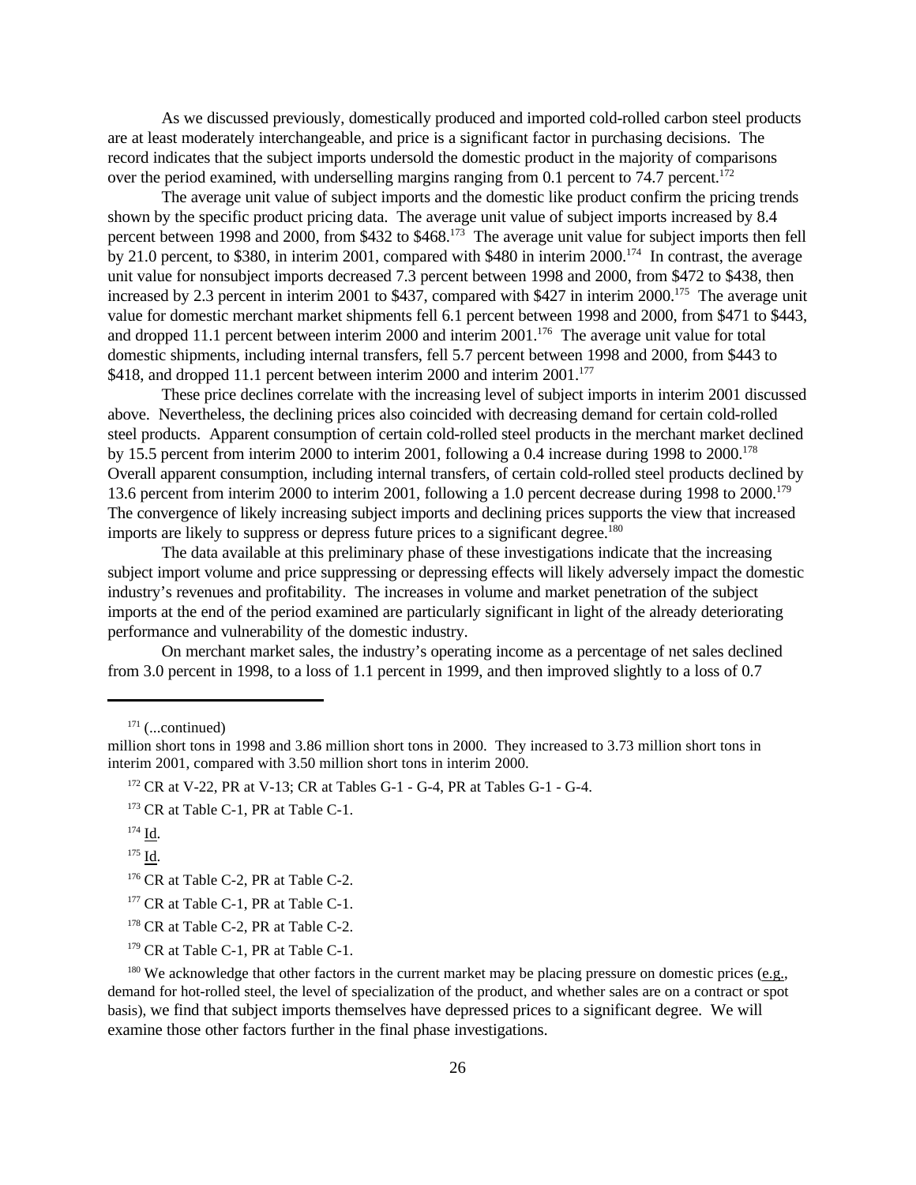As we discussed previously, domestically produced and imported cold-rolled carbon steel products are at least moderately interchangeable, and price is a significant factor in purchasing decisions. The record indicates that the subject imports undersold the domestic product in the majority of comparisons over the period examined, with underselling margins ranging from 0.1 percent to 74.7 percent.[172]

The average unit value of subject imports and the domestic like product confirm the pricing trends shown by the specific product pricing data. The average unit value of subject imports increased by 8.4 percent between 1998 and 2000, from \$432 to \$468.[173] The average unit value for subject imports then fell by 21.0 percent, to \$380, in interim 2001, compared with \$480 in interim 2000.[174] In contrast, the average unit value for nonsubject imports decreased 7.3 percent between 1998 and 2000, from \$472 to \$438, then increased by 2.3 percent in interim 2001 to \$437, compared with \$427 in interim 2000.[175] The average unit value for domestic merchant market shipments fell 6.1 percent between 1998 and 2000, from \$471 to \$443, and dropped 11.1 percent between interim 2000 and interim 2001.[176] The average unit value for total domestic shipments, including internal transfers, fell 5.7 percent between 1998 and 2000, from \$443 to \$418, and dropped 11.1 percent between interim 2000 and interim 2001.[177]

These price declines correlate with the increasing level of subject imports in interim 2001 discussed above. Nevertheless, the declining prices also coincided with decreasing demand for certain cold-rolled steel products. Apparent consumption of certain cold-rolled steel products in the merchant market declined by 15.5 percent from interim 2000 to interim 2001, following a 0.4 increase during 1998 to 2000.[178] Overall apparent consumption, including internal transfers, of certain cold-rolled steel products declined by 13.6 percent from interim 2000 to interim 2001, following a 1.0 percent decrease during 1998 to 2000.[179] The convergence of likely increasing subject imports and declining prices supports the view that increased imports are likely to suppress or depress future prices to a significant degree.[180]

The data available at this preliminary phase of these investigations indicate that the increasing subject import volume and price suppressing or depressing effects will likely adversely impact the domestic industry's revenues and profitability. The increases in volume and market penetration of the subject imports at the end of the period examined are particularly significant in light of the already deteriorating performance and vulnerability of the domestic industry.

On merchant market sales, the industry's operating income as a percentage of net sales declined from 3.0 percent in 1998, to a loss of 1.1 percent in 1999, and then improved slightly to a loss of 0.7

---

[171] (...continued)
million short tons in 1998 and 3.86 million short tons in 2000. They increased to 3.73 million short tons in interim 2001, compared with 3.50 million short tons in interim 2000.

[172] CR at V-22, PR at V-13; CR at Tables G-1 - G-4, PR at Tables G-1 - G-4.

[173] CR at Table C-1, PR at Table C-1.

[174] Id.

[175] Id.

[176] CR at Table C-2, PR at Table C-2.

[177] CR at Table C-1, PR at Table C-1.

[178] CR at Table C-2, PR at Table C-2.

[179] CR at Table C-1, PR at Table C-1.

[180] We acknowledge that other factors in the current market may be placing pressure on domestic prices (e.g., demand for hot-rolled steel, the level of specialization of the product, and whether sales are on a contract or spot basis), we find that subject imports themselves have depressed prices to a significant degree. We will examine those other factors further in the final phase investigations.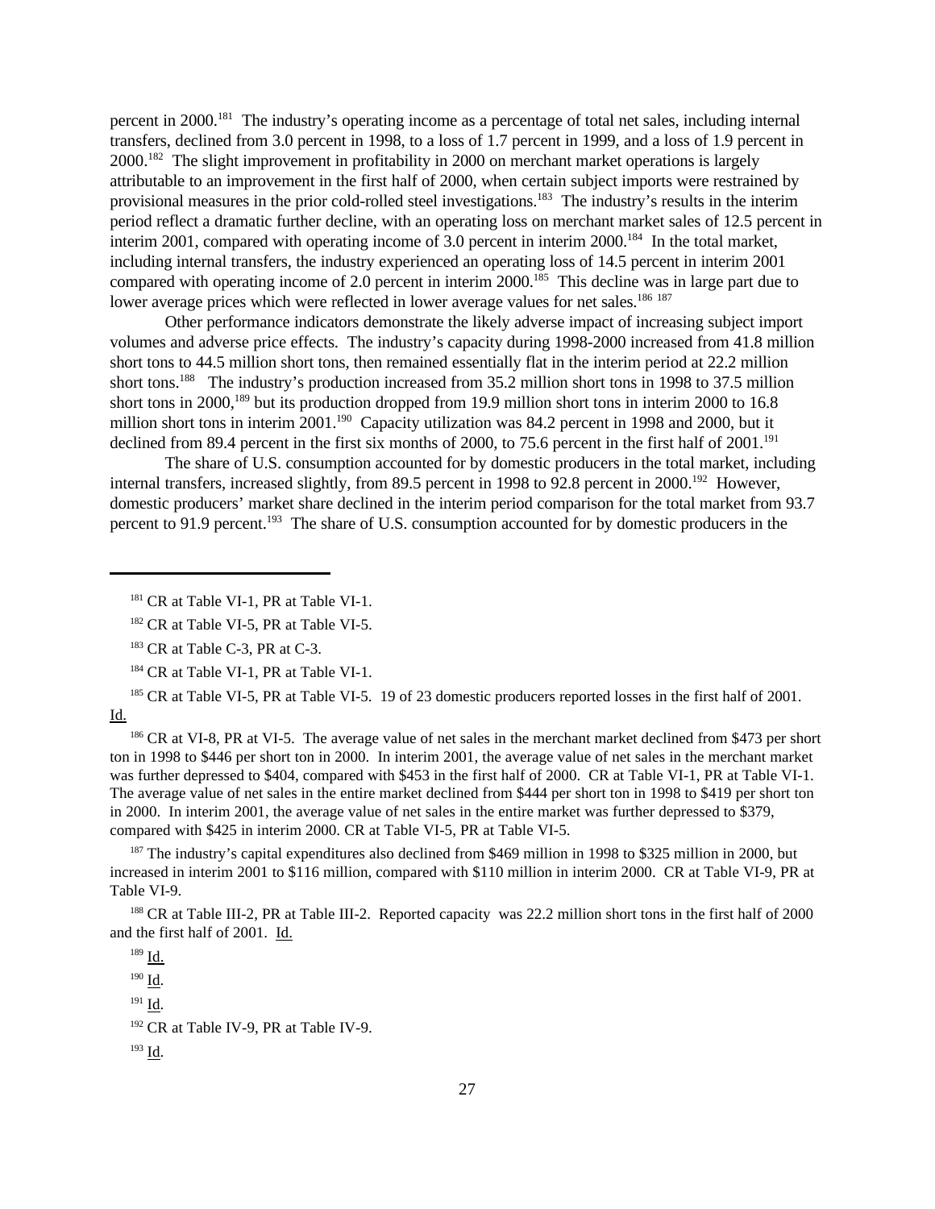percent in 2000.[181] The industry's operating income as a percentage of total net sales, including internal transfers, declined from 3.0 percent in 1998, to a loss of 1.7 percent in 1999, and a loss of 1.9 percent in 2000.[182] The slight improvement in profitability in 2000 on merchant market operations is largely attributable to an improvement in the first half of 2000, when certain subject imports were restrained by provisional measures in the prior cold-rolled steel investigations.[183] The industry's results in the interim period reflect a dramatic further decline, with an operating loss on merchant market sales of 12.5 percent in interim 2001, compared with operating income of 3.0 percent in interim 2000.[184] In the total market, including internal transfers, the industry experienced an operating loss of 14.5 percent in interim 2001 compared with operating income of 2.0 percent in interim 2000.[185] This decline was in large part due to lower average prices which were reflected in lower average values for net sales.[186] [187]

Other performance indicators demonstrate the likely adverse impact of increasing subject import volumes and adverse price effects. The industry's capacity during 1998-2000 increased from 41.8 million short tons to 44.5 million short tons, then remained essentially flat in the interim period at 22.2 million short tons.[188] The industry's production increased from 35.2 million short tons in 1998 to 37.5 million short tons in 2000,[189] but its production dropped from 19.9 million short tons in interim 2000 to 16.8 million short tons in interim 2001.[190] Capacity utilization was 84.2 percent in 1998 and 2000, but it declined from 89.4 percent in the first six months of 2000, to 75.6 percent in the first half of 2001.[191]

The share of U.S. consumption accounted for by domestic producers in the total market, including internal transfers, increased slightly, from 89.5 percent in 1998 to 92.8 percent in 2000.[192] However, domestic producers' market share declined in the interim period comparison for the total market from 93.7 percent to 91.9 percent.[193] The share of U.S. consumption accounted for by domestic producers in the

---

[181] CR at Table VI-1, PR at Table VI-1.

[182] CR at Table VI-5, PR at Table VI-5.

[183] CR at Table C-3, PR at C-3.

[184] CR at Table VI-1, PR at Table VI-1.

[185] CR at Table VI-5, PR at Table VI-5. 19 of 23 domestic producers reported losses in the first half of 2001. Id.

[186] CR at VI-8, PR at VI-5. The average value of net sales in the merchant market declined from $473 per short ton in 1998 to $446 per short ton in 2000. In interim 2001, the average value of net sales in the merchant market was further depressed to $404, compared with $453 in the first half of 2000. CR at Table VI-1, PR at Table VI-1. The average value of net sales in the entire market declined from $444 per short ton in 1998 to $419 per short ton in 2000. In interim 2001, the average value of net sales in the entire market was further depressed to $379, compared with $425 in interim 2000. CR at Table VI-5, PR at Table VI-5.

[187] The industry's capital expenditures also declined from $469 million in 1998 to $325 million in 2000, but increased in interim 2001 to $116 million, compared with $110 million in interim 2000. CR at Table VI-9, PR at Table VI-9.

[188] CR at Table III-2, PR at Table III-2. Reported capacity was 22.2 million short tons in the first half of 2000 and the first half of 2001. Id.

[189] Id.

[190] Id.

[191] Id.

[192] CR at Table IV-9, PR at Table IV-9.

[193] Id.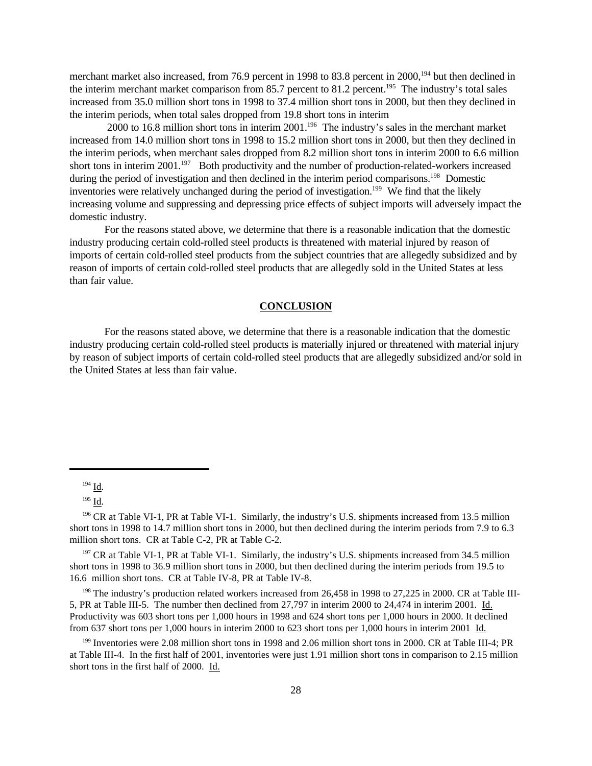merchant market also increased, from 76.9 percent in 1998 to 83.8 percent in 2000,[194] but then declined in the interim merchant market comparison from 85.7 percent to 81.2 percent.[195] The industry's total sales increased from 35.0 million short tons in 1998 to 37.4 million short tons in 2000, but then they declined in the interim periods, when total sales dropped from 19.8 short tons in interim

2000 to 16.8 million short tons in interim 2001.[196] The industry's sales in the merchant market increased from 14.0 million short tons in 1998 to 15.2 million short tons in 2000, but then they declined in the interim periods, when merchant sales dropped from 8.2 million short tons in interim 2000 to 6.6 million short tons in interim 2001.[197] Both productivity and the number of production-related-workers increased during the period of investigation and then declined in the interim period comparisons.[198] Domestic inventories were relatively unchanged during the period of investigation.[199] We find that the likely increasing volume and suppressing and depressing price effects of subject imports will adversely impact the domestic industry.

For the reasons stated above, we determine that there is a reasonable indication that the domestic industry producing certain cold-rolled steel products is threatened with material injured by reason of imports of certain cold-rolled steel products from the subject countries that are allegedly subsidized and by reason of imports of certain cold-rolled steel products that are allegedly sold in the United States at less than fair value.

## CONCLUSION

For the reasons stated above, we determine that there is a reasonable indication that the domestic industry producing certain cold-rolled steel products is materially injured or threatened with material injury by reason of subject imports of certain cold-rolled steel products that are allegedly subsidized and/or sold in the United States at less than fair value.

---

[194] Id.

[195] Id.

[196] CR at Table VI-1, PR at Table VI-1. Similarly, the industry's U.S. shipments increased from 13.5 million short tons in 1998 to 14.7 million short tons in 2000, but then declined during the interim periods from 7.9 to 6.3 million short tons. CR at Table C-2, PR at Table C-2.

[197] CR at Table VI-1, PR at Table VI-1. Similarly, the industry's U.S. shipments increased from 34.5 million short tons in 1998 to 36.9 million short tons in 2000, but then declined during the interim periods from 19.5 to 16.6 million short tons. CR at Table IV-8, PR at Table IV-8.

[198] The industry's production related workers increased from 26,458 in 1998 to 27,225 in 2000. CR at Table III-5, PR at Table III-5. The number then declined from 27,797 in interim 2000 to 24,474 in interim 2001. Id. Productivity was 603 short tons per 1,000 hours in 1998 and 624 short tons per 1,000 hours in 2000. It declined from 637 short tons per 1,000 hours in interim 2000 to 623 short tons per 1,000 hours in interim 2001 Id.

[199] Inventories were 2.08 million short tons in 1998 and 2.06 million short tons in 2000. CR at Table III-4; PR at Table III-4. In the first half of 2001, inventories were just 1.91 million short tons in comparison to 2.15 million short tons in the first half of 2000. Id.